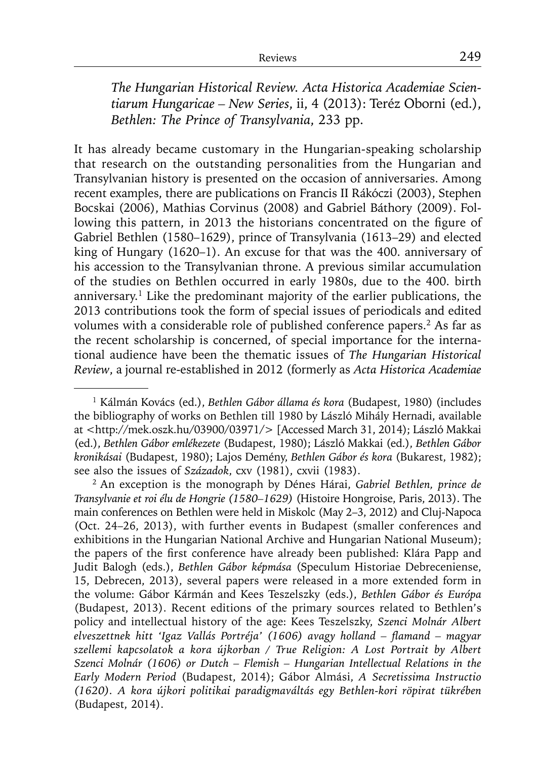*The Hungarian Historical Review. Acta Historica Academiae Scientiarum Hungaricae – New Series*, ii, 4 (2013): Teréz Oborni (ed.), *Bethlen: The Prince of Transylvania*, 233 pp.

It has already became customary in the Hungarian-speaking scholarship that research on the outstanding personalities from the Hungarian and Transylvanian history is presented on the occasion of anniversaries. Among recent examples, there are publications on Francis II Rákóczi (2003), Stephen Bocskai (2006), Mathias Corvinus (2008) and Gabriel Báthory (2009). Following this pattern, in 2013 the historians concentrated on the figure of Gabriel Bethlen (1580–1629), prince of Transylvania (1613–29) and elected king of Hungary (1620–1). An excuse for that was the 400. anniversary of his accession to the Transylvanian throne. A previous similar accumulation of the studies on Bethlen occurred in early 1980s, due to the 400. birth anniversary.[1] Like the predominant majority of the earlier publications, the 2013 contributions took the form of special issues of periodicals and edited volumes with a considerable role of published conference papers.[2] As far as the recent scholarship is concerned, of special importance for the international audience have been the thematic issues of *The Hungarian Historical Review*, a journal re-established in 2012 (formerly as *Acta Historica Academiae*

[1] Kálmán Kovács (ed.), *Bethlen Gábor állama és kora* (Budapest, 1980) (includes the bibliography of works on Bethlen till 1980 by László Mihály Hernadi, available at <http://mek.oszk.hu/03900/03971/> [Accessed March 31, 2014); László Makkai (ed.), *Bethlen Gábor emlékezete* (Budapest, 1980); László Makkai (ed.), *Bethlen Gábor krónikásai* (Budapest, 1980); Lajos Demény, *Bethlen Gábor és kora* (Bukarest, 1982); see also the issues of *Századok*, cxv (1981), cxvii (1983).

[2] An exception is the monograph by Dénes Hárai, *Gabriel Bethlen, prince de Transylvanie et roi élu de Hongrie (1580–1629)* (Histoire Hongroise, Paris, 2013). The main conferences on Bethlen were held in Miskolc (May 2–3, 2012) and Cluj-Napoca (Oct. 24–26, 2013), with further events in Budapest (smaller conferences and exhibitions in the Hungarian National Archive and Hungarian National Museum); the papers of the first conference have already been published: Klára Papp and Judit Balogh (eds.), *Bethlen Gábor képmása* (Speculum Historiae Debreceniense, 15, Debrecen, 2013), several papers were released in a more extended form in the volume: Gábor Kármán and Kees Teszelszky (eds.), *Bethlen Gábor és Európa* (Budapest, 2013). Recent editions of the primary sources related to Bethlen's policy and intellectual history of the age: Kees Teszelszky, *Szenci Molnár Albert elveszettnek hitt 'Igaz Vallás Portréja' (1606) avagy holland – flamand – magyar szellemi kapcsolatok a kora újkorban / True Religion: A Lost Portrait by Albert Szenci Molnár (1606) or Dutch – Flemish – Hungarian Intellectual Relations in the Early Modern Period* (Budapest, 2014); Gábor Almási, *A Secretissima Instructio (1620). A kora újkori politikai paradigmaváltás egy Bethlen-kori röpirat tükrében* (Budapest, 2014).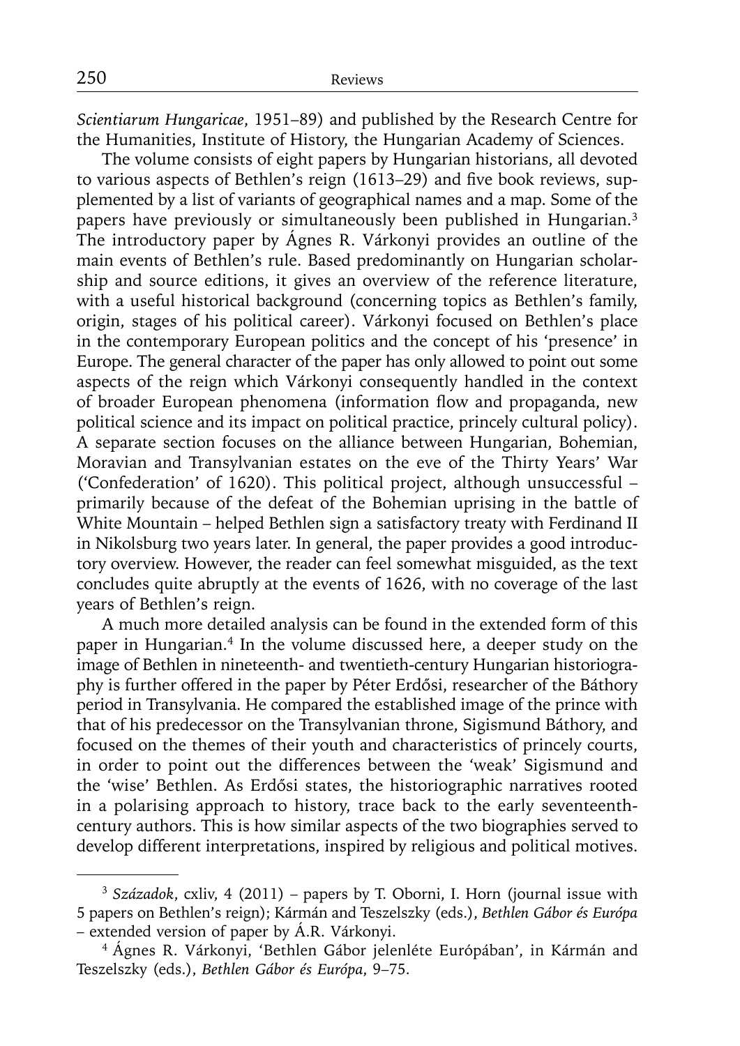*Scientiarum Hungaricae*, 1951–89) and published by the Research Centre for the Humanities, Institute of History, the Hungarian Academy of Sciences.

The volume consists of eight papers by Hungarian historians, all devoted to various aspects of Bethlen's reign (1613–29) and five book reviews, supplemented by a list of variants of geographical names and a map. Some of the papers have previously or simultaneously been published in Hungarian.[3] The introductory paper by Ágnes R. Várkonyi provides an outline of the main events of Bethlen's rule. Based predominantly on Hungarian scholarship and source editions, it gives an overview of the reference literature, with a useful historical background (concerning topics as Bethlen's family, origin, stages of his political career). Várkonyi focused on Bethlen's place in the contemporary European politics and the concept of his 'presence' in Europe. The general character of the paper has only allowed to point out some aspects of the reign which Várkonyi consequently handled in the context of broader European phenomena (information flow and propaganda, new political science and its impact on political practice, princely cultural policy). A separate section focuses on the alliance between Hungarian, Bohemian, Moravian and Transylvanian estates on the eve of the Thirty Years' War ('Confederation' of 1620). This political project, although unsuccessful – primarily because of the defeat of the Bohemian uprising in the battle of White Mountain – helped Bethlen sign a satisfactory treaty with Ferdinand II in Nikolsburg two years later. In general, the paper provides a good introductory overview. However, the reader can feel somewhat misguided, as the text concludes quite abruptly at the events of 1626, with no coverage of the last years of Bethlen's reign.

A much more detailed analysis can be found in the extended form of this paper in Hungarian.[4] In the volume discussed here, a deeper study on the image of Bethlen in nineteenth- and twentieth-century Hungarian historiography is further offered in the paper by Péter Erdősi, researcher of the Báthory period in Transylvania. He compared the established image of the prince with that of his predecessor on the Transylvanian throne, Sigismund Báthory, and focused on the themes of their youth and characteristics of princely courts, in order to point out the differences between the 'weak' Sigismund and the 'wise' Bethlen. As Erdősi states, the historiographic narratives rooted in a polarising approach to history, trace back to the early seventeenth-century authors. This is how similar aspects of the two biographies served to develop different interpretations, inspired by religious and political motives.

---

[3] *Századok*, cxliv, 4 (2011) – papers by T. Oborni, I. Horn (journal issue with 5 papers on Bethlen's reign); Kármán and Teszelszky (eds.), *Bethlen Gábor és Európa* – extended version of paper by Á.R. Várkonyi.

[4] Ágnes R. Várkonyi, 'Bethlen Gábor jelenléte Európában', in Kármán and Teszelszky (eds.), *Bethlen Gábor és Európa*, 9–75.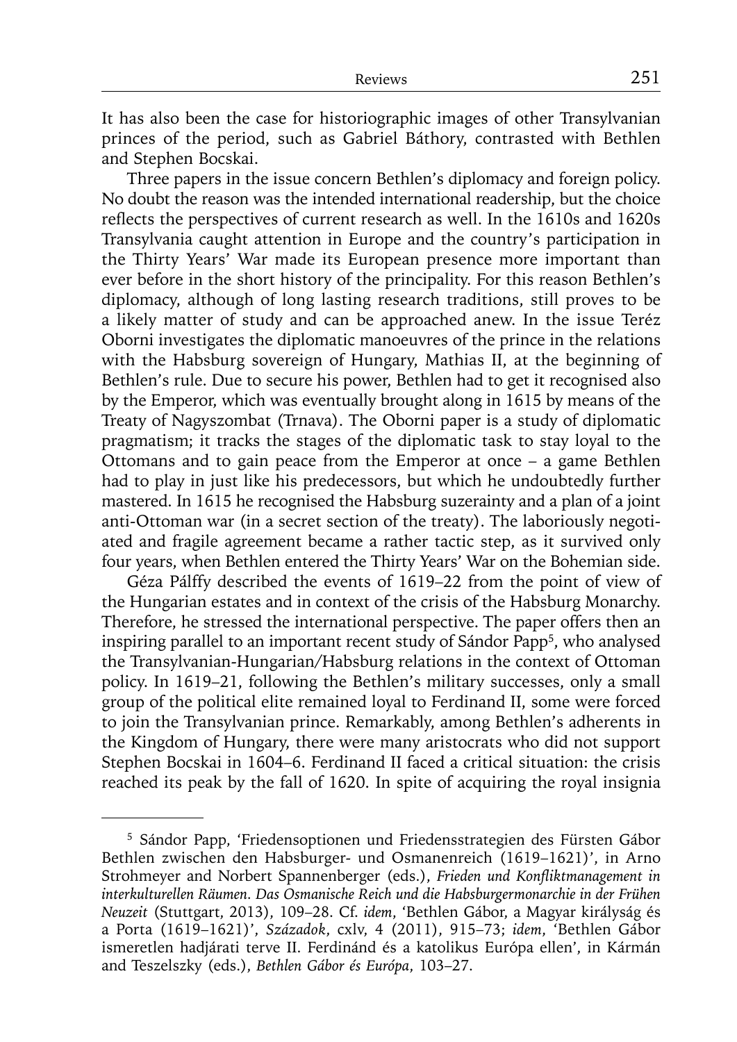It has also been the case for historiographic images of other Transylvanian princes of the period, such as Gabriel Báthory, contrasted with Bethlen and Stephen Bocskai.

Three papers in the issue concern Bethlen's diplomacy and foreign policy. No doubt the reason was the intended international readership, but the choice reflects the perspectives of current research as well. In the 1610s and 1620s Transylvania caught attention in Europe and the country's participation in the Thirty Years' War made its European presence more important than ever before in the short history of the principality. For this reason Bethlen's diplomacy, although of long lasting research traditions, still proves to be a likely matter of study and can be approached anew. In the issue Teréz Oborni investigates the diplomatic manoeuvres of the prince in the relations with the Habsburg sovereign of Hungary, Mathias II, at the beginning of Bethlen's rule. Due to secure his power, Bethlen had to get it recognised also by the Emperor, which was eventually brought along in 1615 by means of the Treaty of Nagyszombat (Trnava). The Oborni paper is a study of diplomatic pragmatism; it tracks the stages of the diplomatic task to stay loyal to the Ottomans and to gain peace from the Emperor at once – a game Bethlen had to play in just like his predecessors, but which he undoubtedly further mastered. In 1615 he recognised the Habsburg suzerainty and a plan of a joint anti-Ottoman war (in a secret section of the treaty). The laboriously negotiated and fragile agreement became a rather tactic step, as it survived only four years, when Bethlen entered the Thirty Years' War on the Bohemian side.

Géza Pálffy described the events of 1619–22 from the point of view of the Hungarian estates and in context of the crisis of the Habsburg Monarchy. Therefore, he stressed the international perspective. The paper offers then an inspiring parallel to an important recent study of Sándor Papp[5], who analysed the Transylvanian-Hungarian/Habsburg relations in the context of Ottoman policy. In 1619–21, following the Bethlen's military successes, only a small group of the political elite remained loyal to Ferdinand II, some were forced to join the Transylvanian prince. Remarkably, among Bethlen's adherents in the Kingdom of Hungary, there were many aristocrats who did not support Stephen Bocskai in 1604–6. Ferdinand II faced a critical situation: the crisis reached its peak by the fall of 1620. In spite of acquiring the royal insignia

---

[5] Sándor Papp, 'Friedensoptionen und Friedensstrategien des Fürsten Gábor Bethlen zwischen den Habsburger- und Osmanenreich (1619–1621)', in Arno Strohmeyer and Norbert Spannenberger (eds.), *Frieden und Konfliktmanagement in interkulturellen Räumen. Das Osmanische Reich und die Habsburgermonarchie in der Frühen Neuzeit* (Stuttgart, 2013), 109–28. Cf. *idem*, 'Bethlen Gábor, a Magyar királyság és a Porta (1619–1621)', *Századok*, cxlv, 4 (2011), 915–73; *idem*, 'Bethlen Gábor ismeretlen hadjárati terve II. Ferdinánd és a katolikus Európa ellen', in Kármán and Teszelszky (eds.), *Bethlen Gábor és Európa*, 103–27.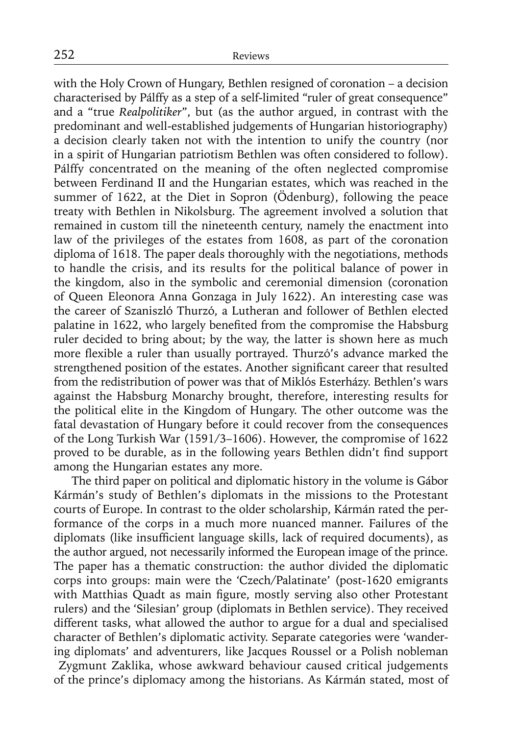with the Holy Crown of Hungary, Bethlen resigned of coronation – a decision characterised by Pálffy as a step of a self-limited "ruler of great consequence" and a "true *Realpolitiker*", but (as the author argued, in contrast with the predominant and well-established judgements of Hungarian historiography) a decision clearly taken not with the intention to unify the country (nor in a spirit of Hungarian patriotism Bethlen was often considered to follow). Pálffy concentrated on the meaning of the often neglected compromise between Ferdinand II and the Hungarian estates, which was reached in the summer of 1622, at the Diet in Sopron (Ödenburg), following the peace treaty with Bethlen in Nikolsburg. The agreement involved a solution that remained in custom till the nineteenth century, namely the enactment into law of the privileges of the estates from 1608, as part of the coronation diploma of 1618. The paper deals thoroughly with the negotiations, methods to handle the crisis, and its results for the political balance of power in the kingdom, also in the symbolic and ceremonial dimension (coronation of Queen Eleonora Anna Gonzaga in July 1622). An interesting case was the career of Szaniszló Thurzó, a Lutheran and follower of Bethlen elected palatine in 1622, who largely benefited from the compromise the Habsburg ruler decided to bring about; by the way, the latter is shown here as much more flexible a ruler than usually portrayed. Thurzó's advance marked the strengthened position of the estates. Another significant career that resulted from the redistribution of power was that of Miklós Esterházy. Bethlen's wars against the Habsburg Monarchy brought, therefore, interesting results for the political elite in the Kingdom of Hungary. The other outcome was the fatal devastation of Hungary before it could recover from the consequences of the Long Turkish War (1591/3–1606). However, the compromise of 1622 proved to be durable, as in the following years Bethlen didn't find support among the Hungarian estates any more.

The third paper on political and diplomatic history in the volume is Gábor Kármán's study of Bethlen's diplomats in the missions to the Protestant courts of Europe. In contrast to the older scholarship, Kármán rated the performance of the corps in a much more nuanced manner. Failures of the diplomats (like insufficient language skills, lack of required documents), as the author argued, not necessarily informed the European image of the prince. The paper has a thematic construction: the author divided the diplomatic corps into groups: main were the 'Czech/Palatinate' (post-1620 emigrants with Matthias Quadt as main figure, mostly serving also other Protestant rulers) and the 'Silesian' group (diplomats in Bethlen service). They received different tasks, what allowed the author to argue for a dual and specialised character of Bethlen's diplomatic activity. Separate categories were 'wandering diplomats' and adventurers, like Jacques Roussel or a Polish nobleman Zygmunt Zaklika, whose awkward behaviour caused critical judgements of the prince's diplomacy among the historians. As Kármán stated, most of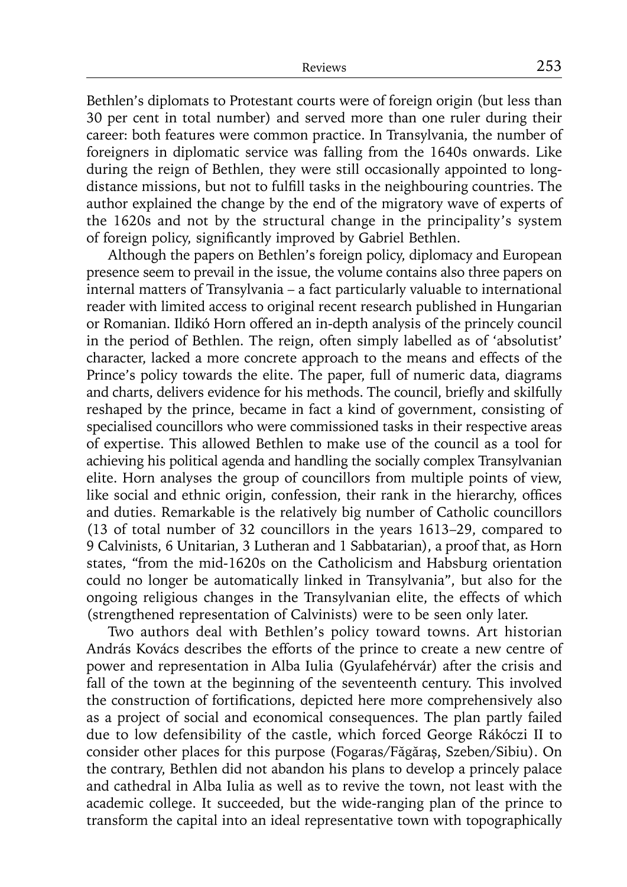Bethlen's diplomats to Protestant courts were of foreign origin (but less than 30 per cent in total number) and served more than one ruler during their career: both features were common practice. In Transylvania, the number of foreigners in diplomatic service was falling from the 1640s onwards. Like during the reign of Bethlen, they were still occasionally appointed to long-distance missions, but not to fulfill tasks in the neighbouring countries. The author explained the change by the end of the migratory wave of experts of the 1620s and not by the structural change in the principality's system of foreign policy, significantly improved by Gabriel Bethlen.

Although the papers on Bethlen's foreign policy, diplomacy and European presence seem to prevail in the issue, the volume contains also three papers on internal matters of Transylvania – a fact particularly valuable to international reader with limited access to original recent research published in Hungarian or Romanian. Ildikó Horn offered an in-depth analysis of the princely council in the period of Bethlen. The reign, often simply labelled as of 'absolutist' character, lacked a more concrete approach to the means and effects of the Prince's policy towards the elite. The paper, full of numeric data, diagrams and charts, delivers evidence for his methods. The council, briefly and skilfully reshaped by the prince, became in fact a kind of government, consisting of specialised councillors who were commissioned tasks in their respective areas of expertise. This allowed Bethlen to make use of the council as a tool for achieving his political agenda and handling the socially complex Transylvanian elite. Horn analyses the group of councillors from multiple points of view, like social and ethnic origin, confession, their rank in the hierarchy, offices and duties. Remarkable is the relatively big number of Catholic councillors (13 of total number of 32 councillors in the years 1613–29, compared to 9 Calvinists, 6 Unitarian, 3 Lutheran and 1 Sabbatarian), a proof that, as Horn states, "from the mid-1620s on the Catholicism and Habsburg orientation could no longer be automatically linked in Transylvania", but also for the ongoing religious changes in the Transylvanian elite, the effects of which (strengthened representation of Calvinists) were to be seen only later.

Two authors deal with Bethlen's policy toward towns. Art historian András Kovács describes the efforts of the prince to create a new centre of power and representation in Alba Iulia (Gyulafehérvár) after the crisis and fall of the town at the beginning of the seventeenth century. This involved the construction of fortifications, depicted here more comprehensively also as a project of social and economical consequences. The plan partly failed due to low defensibility of the castle, which forced George Rákóczi II to consider other places for this purpose (Fogaras/Făgăraş, Szeben/Sibiu). On the contrary, Bethlen did not abandon his plans to develop a princely palace and cathedral in Alba Iulia as well as to revive the town, not least with the academic college. It succeeded, but the wide-ranging plan of the prince to transform the capital into an ideal representative town with topographically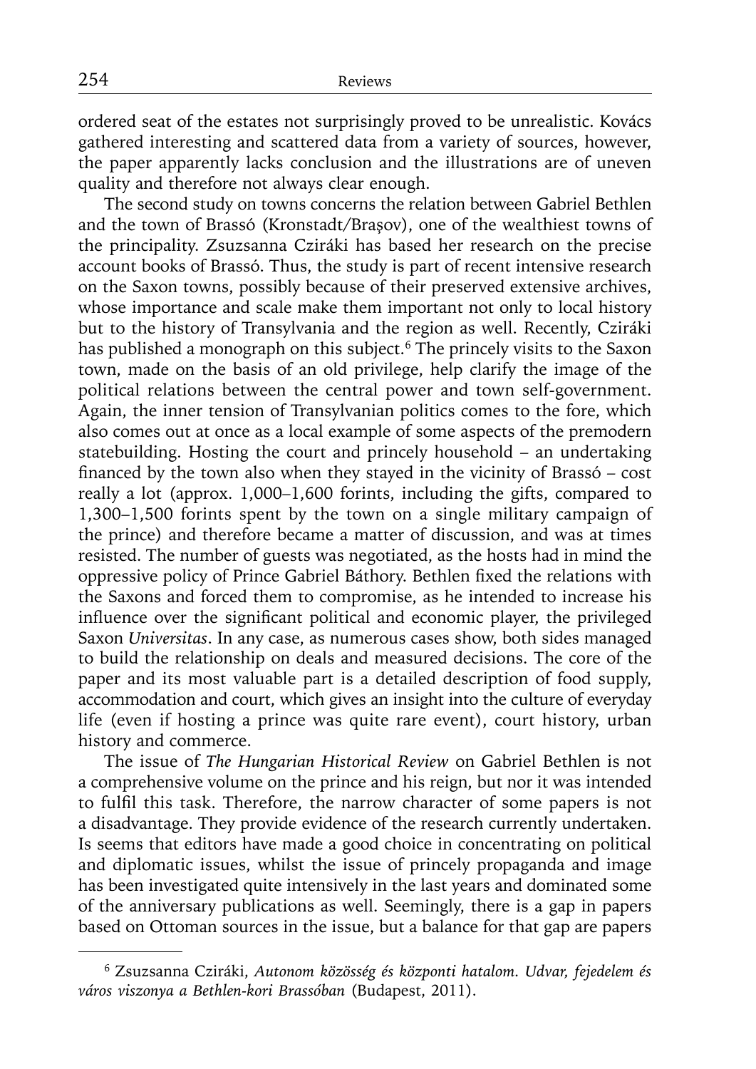ordered seat of the estates not surprisingly proved to be unrealistic. Kovács gathered interesting and scattered data from a variety of sources, however, the paper apparently lacks conclusion and the illustrations are of uneven quality and therefore not always clear enough.

The second study on towns concerns the relation between Gabriel Bethlen and the town of Brassó (Kronstadt/Braşov), one of the wealthiest towns of the principality. Zsuzsanna Cziráki has based her research on the precise account books of Brassó. Thus, the study is part of recent intensive research on the Saxon towns, possibly because of their preserved extensive archives, whose importance and scale make them important not only to local history but to the history of Transylvania and the region as well. Recently, Cziráki has published a monograph on this subject.[6] The princely visits to the Saxon town, made on the basis of an old privilege, help clarify the image of the political relations between the central power and town self-government. Again, the inner tension of Transylvanian politics comes to the fore, which also comes out at once as a local example of some aspects of the premodern statebuilding. Hosting the court and princely household – an undertaking financed by the town also when they stayed in the vicinity of Brassó – cost really a lot (approx. 1,000–1,600 forints, including the gifts, compared to 1,300–1,500 forints spent by the town on a single military campaign of the prince) and therefore became a matter of discussion, and was at times resisted. The number of guests was negotiated, as the hosts had in mind the oppressive policy of Prince Gabriel Báthory. Bethlen fixed the relations with the Saxons and forced them to compromise, as he intended to increase his influence over the significant political and economic player, the privileged Saxon *Universitas*. In any case, as numerous cases show, both sides managed to build the relationship on deals and measured decisions. The core of the paper and its most valuable part is a detailed description of food supply, accommodation and court, which gives an insight into the culture of everyday life (even if hosting a prince was quite rare event), court history, urban history and commerce.

The issue of *The Hungarian Historical Review* on Gabriel Bethlen is not a comprehensive volume on the prince and his reign, but nor it was intended to fulfil this task. Therefore, the narrow character of some papers is not a disadvantage. They provide evidence of the research currently undertaken. Is seems that editors have made a good choice in concentrating on political and diplomatic issues, whilst the issue of princely propaganda and image has been investigated quite intensively in the last years and dominated some of the anniversary publications as well. Seemingly, there is a gap in papers based on Ottoman sources in the issue, but a balance for that gap are papers

[6] Zsuzsanna Cziráki, *Autonom közösség és központi hatalom. Udvar, fejedelem és város viszonya a Bethlen-kori Brassóban* (Budapest, 2011).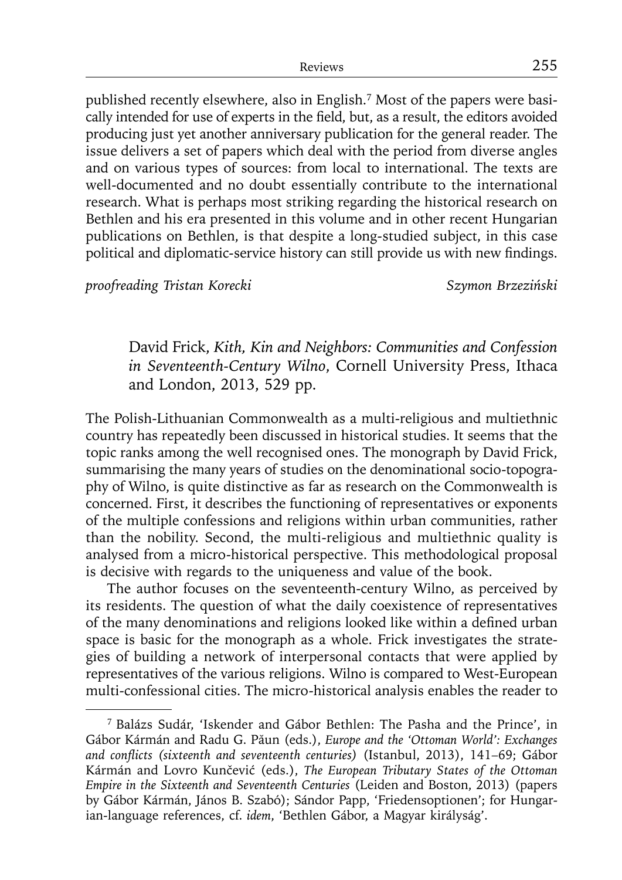published recently elsewhere, also in English.[7] Most of the papers were basically intended for use of experts in the field, but, as a result, the editors avoided producing just yet another anniversary publication for the general reader. The issue delivers a set of papers which deal with the period from diverse angles and on various types of sources: from local to international. The texts are well-documented and no doubt essentially contribute to the international research. What is perhaps most striking regarding the historical research on Bethlen and his era presented in this volume and in other recent Hungarian publications on Bethlen, is that despite a long-studied subject, in this case political and diplomatic-service history can still provide us with new findings.

*proofreading Tristan Korecki* *Szymon Brzeziński*

David Frick, *Kith, Kin and Neighbors: Communities and Confession in Seventeenth-Century Wilno*, Cornell University Press, Ithaca and London, 2013, 529 pp.

The Polish-Lithuanian Commonwealth as a multi-religious and multiethnic country has repeatedly been discussed in historical studies. It seems that the topic ranks among the well recognised ones. The monograph by David Frick, summarising the many years of studies on the denominational socio-topography of Wilno, is quite distinctive as far as research on the Commonwealth is concerned. First, it describes the functioning of representatives or exponents of the multiple confessions and religions within urban communities, rather than the nobility. Second, the multi-religious and multiethnic quality is analysed from a micro-historical perspective. This methodological proposal is decisive with regards to the uniqueness and value of the book.

The author focuses on the seventeenth-century Wilno, as perceived by its residents. The question of what the daily coexistence of representatives of the many denominations and religions looked like within a defined urban space is basic for the monograph as a whole. Frick investigates the strategies of building a network of interpersonal contacts that were applied by representatives of the various religions. Wilno is compared to West-European multi-confessional cities. The micro-historical analysis enables the reader to

---

[7] Balázs Sudár, 'Iskender and Gábor Bethlen: The Pasha and the Prince', in Gábor Kármán and Radu G. Păun (eds.), *Europe and the 'Ottoman World': Exchanges and conflicts (sixteenth and seventeenth centuries)* (Istanbul, 2013), 141–69; Gábor Kármán and Lovro Kunčević (eds.), *The European Tributary States of the Ottoman Empire in the Sixteenth and Seventeenth Centuries* (Leiden and Boston, 2013) (papers by Gábor Kármán, János B. Szabó); Sándor Papp, 'Friedensoptionen'; for Hungarian-language references, cf. *idem*, 'Bethlen Gábor, a Magyar királyság'.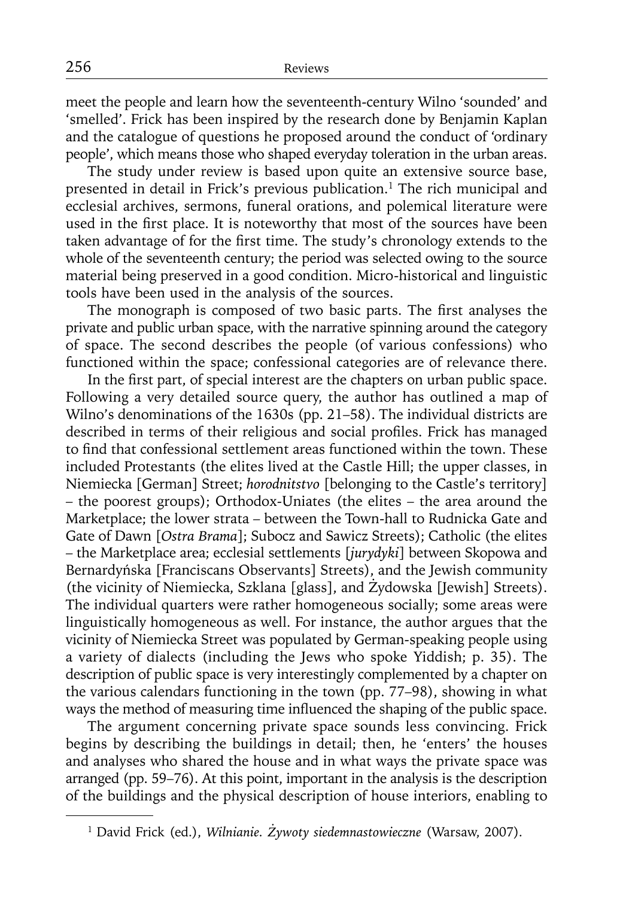meet the people and learn how the seventeenth-century Wilno 'sounded' and 'smelled'. Frick has been inspired by the research done by Benjamin Kaplan and the catalogue of questions he proposed around the conduct of 'ordinary people', which means those who shaped everyday toleration in the urban areas.

The study under review is based upon quite an extensive source base, presented in detail in Frick's previous publication.[1] The rich municipal and ecclesial archives, sermons, funeral orations, and polemical literature were used in the first place. It is noteworthy that most of the sources have been taken advantage of for the first time. The study's chronology extends to the whole of the seventeenth century; the period was selected owing to the source material being preserved in a good condition. Micro-historical and linguistic tools have been used in the analysis of the sources.

The monograph is composed of two basic parts. The first analyses the private and public urban space, with the narrative spinning around the category of space. The second describes the people (of various confessions) who functioned within the space; confessional categories are of relevance there.

In the first part, of special interest are the chapters on urban public space. Following a very detailed source query, the author has outlined a map of Wilno's denominations of the 1630s (pp. 21–58). The individual districts are described in terms of their religious and social profiles. Frick has managed to find that confessional settlement areas functioned within the town. These included Protestants (the elites lived at the Castle Hill; the upper classes, in Niemiecka [German] Street; *horodnitstvo* [belonging to the Castle's territory] – the poorest groups); Orthodox-Uniates (the elites – the area around the Marketplace; the lower strata – between the Town-hall to Rudnicka Gate and Gate of Dawn [*Ostra Brama*]; Subocz and Sawicz Streets); Catholic (the elites – the Marketplace area; ecclesial settlements [*jurydyki*] between Skopowa and Bernardyńska [Franciscans Observants] Streets), and the Jewish community (the vicinity of Niemiecka, Szklana [glass], and Żydowska [Jewish] Streets). The individual quarters were rather homogeneous socially; some areas were linguistically homogeneous as well. For instance, the author argues that the vicinity of Niemiecka Street was populated by German-speaking people using a variety of dialects (including the Jews who spoke Yiddish; p. 35). The description of public space is very interestingly complemented by a chapter on the various calendars functioning in the town (pp. 77–98), showing in what ways the method of measuring time influenced the shaping of the public space.

The argument concerning private space sounds less convincing. Frick begins by describing the buildings in detail; then, he 'enters' the houses and analyses who shared the house and in what ways the private space was arranged (pp. 59–76). At this point, important in the analysis is the description of the buildings and the physical description of house interiors, enabling to

[1] David Frick (ed.), *Wilnianie. Żywoty siedemnastowieczne* (Warsaw, 2007).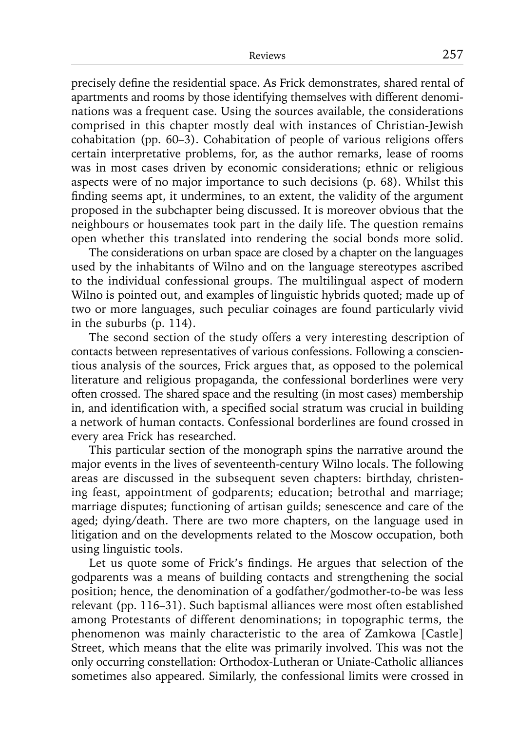precisely define the residential space. As Frick demonstrates, shared rental of apartments and rooms by those identifying themselves with different denominations was a frequent case. Using the sources available, the considerations comprised in this chapter mostly deal with instances of Christian-Jewish cohabitation (pp. 60–3). Cohabitation of people of various religions offers certain interpretative problems, for, as the author remarks, lease of rooms was in most cases driven by economic considerations; ethnic or religious aspects were of no major importance to such decisions (p. 68). Whilst this finding seems apt, it undermines, to an extent, the validity of the argument proposed in the subchapter being discussed. It is moreover obvious that the neighbours or housemates took part in the daily life. The question remains open whether this translated into rendering the social bonds more solid.

The considerations on urban space are closed by a chapter on the languages used by the inhabitants of Wilno and on the language stereotypes ascribed to the individual confessional groups. The multilingual aspect of modern Wilno is pointed out, and examples of linguistic hybrids quoted; made up of two or more languages, such peculiar coinages are found particularly vivid in the suburbs (p. 114).

The second section of the study offers a very interesting description of contacts between representatives of various confessions. Following a conscientious analysis of the sources, Frick argues that, as opposed to the polemical literature and religious propaganda, the confessional borderlines were very often crossed. The shared space and the resulting (in most cases) membership in, and identification with, a specified social stratum was crucial in building a network of human contacts. Confessional borderlines are found crossed in every area Frick has researched.

This particular section of the monograph spins the narrative around the major events in the lives of seventeenth-century Wilno locals. The following areas are discussed in the subsequent seven chapters: birthday, christening feast, appointment of godparents; education; betrothal and marriage; marriage disputes; functioning of artisan guilds; senescence and care of the aged; dying/death. There are two more chapters, on the language used in litigation and on the developments related to the Moscow occupation, both using linguistic tools.

Let us quote some of Frick's findings. He argues that selection of the godparents was a means of building contacts and strengthening the social position; hence, the denomination of a godfather/godmother-to-be was less relevant (pp. 116–31). Such baptismal alliances were most often established among Protestants of different denominations; in topographic terms, the phenomenon was mainly characteristic to the area of Zamkowa [Castle] Street, which means that the elite was primarily involved. This was not the only occurring constellation: Orthodox-Lutheran or Uniate-Catholic alliances sometimes also appeared. Similarly, the confessional limits were crossed in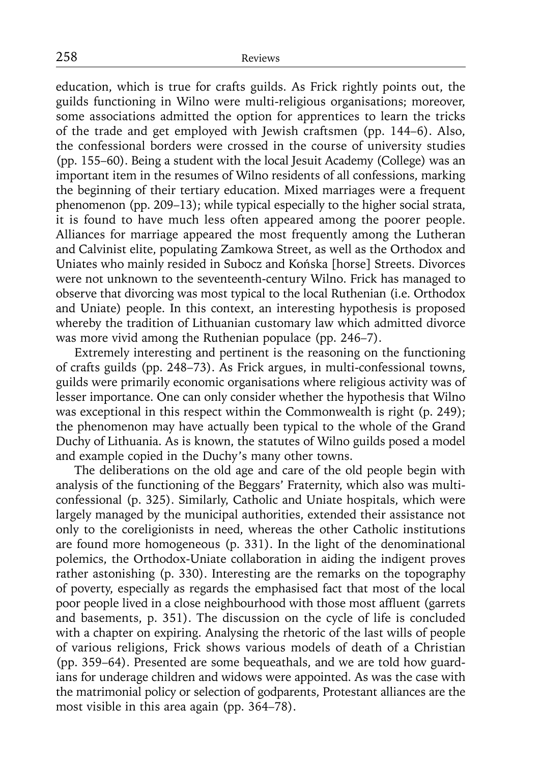education, which is true for crafts guilds. As Frick rightly points out, the guilds functioning in Wilno were multi-religious organisations; moreover, some associations admitted the option for apprentices to learn the tricks of the trade and get employed with Jewish craftsmen (pp. 144–6). Also, the confessional borders were crossed in the course of university studies (pp. 155–60). Being a student with the local Jesuit Academy (College) was an important item in the resumes of Wilno residents of all confessions, marking the beginning of their tertiary education. Mixed marriages were a frequent phenomenon (pp. 209–13); while typical especially to the higher social strata, it is found to have much less often appeared among the poorer people. Alliances for marriage appeared the most frequently among the Lutheran and Calvinist elite, populating Zamkowa Street, as well as the Orthodox and Uniates who mainly resided in Subocz and Końska [horse] Streets. Divorces were not unknown to the seventeenth-century Wilno. Frick has managed to observe that divorcing was most typical to the local Ruthenian (i.e. Orthodox and Uniate) people. In this context, an interesting hypothesis is proposed whereby the tradition of Lithuanian customary law which admitted divorce was more vivid among the Ruthenian populace (pp. 246–7).

Extremely interesting and pertinent is the reasoning on the functioning of crafts guilds (pp. 248–73). As Frick argues, in multi-confessional towns, guilds were primarily economic organisations where religious activity was of lesser importance. One can only consider whether the hypothesis that Wilno was exceptional in this respect within the Commonwealth is right (p. 249); the phenomenon may have actually been typical to the whole of the Grand Duchy of Lithuania. As is known, the statutes of Wilno guilds posed a model and example copied in the Duchy's many other towns.

The deliberations on the old age and care of the old people begin with analysis of the functioning of the Beggars' Fraternity, which also was multi-confessional (p. 325). Similarly, Catholic and Uniate hospitals, which were largely managed by the municipal authorities, extended their assistance not only to the coreligionists in need, whereas the other Catholic institutions are found more homogeneous (p. 331). In the light of the denominational polemics, the Orthodox-Uniate collaboration in aiding the indigent proves rather astonishing (p. 330). Interesting are the remarks on the topography of poverty, especially as regards the emphasised fact that most of the local poor people lived in a close neighbourhood with those most affluent (garrets and basements, p. 351). The discussion on the cycle of life is concluded with a chapter on expiring. Analysing the rhetoric of the last wills of people of various religions, Frick shows various models of death of a Christian (pp. 359–64). Presented are some bequeathals, and we are told how guardians for underage children and widows were appointed. As was the case with the matrimonial policy or selection of godparents, Protestant alliances are the most visible in this area again (pp. 364–78).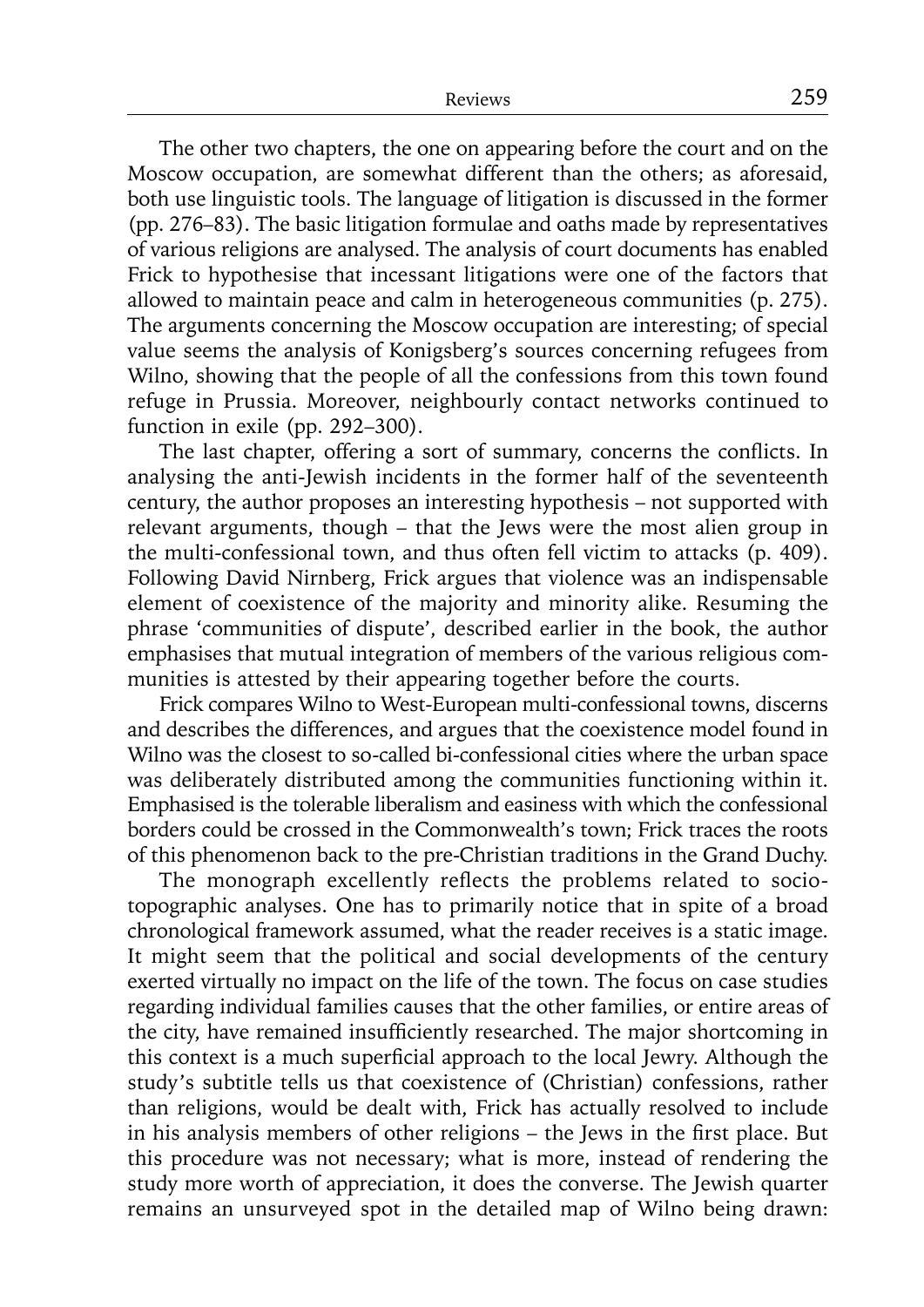The other two chapters, the one on appearing before the court and on the Moscow occupation, are somewhat different than the others; as aforesaid, both use linguistic tools. The language of litigation is discussed in the former (pp. 276–83). The basic litigation formulae and oaths made by representatives of various religions are analysed. The analysis of court documents has enabled Frick to hypothesise that incessant litigations were one of the factors that allowed to maintain peace and calm in heterogeneous communities (p. 275). The arguments concerning the Moscow occupation are interesting; of special value seems the analysis of Konigsberg's sources concerning refugees from Wilno, showing that the people of all the confessions from this town found refuge in Prussia. Moreover, neighbourly contact networks continued to function in exile (pp. 292–300).

The last chapter, offering a sort of summary, concerns the conflicts. In analysing the anti-Jewish incidents in the former half of the seventeenth century, the author proposes an interesting hypothesis – not supported with relevant arguments, though – that the Jews were the most alien group in the multi-confessional town, and thus often fell victim to attacks (p. 409). Following David Nirnberg, Frick argues that violence was an indispensable element of coexistence of the majority and minority alike. Resuming the phrase 'communities of dispute', described earlier in the book, the author emphasises that mutual integration of members of the various religious communities is attested by their appearing together before the courts.

Frick compares Wilno to West-European multi-confessional towns, discerns and describes the differences, and argues that the coexistence model found in Wilno was the closest to so-called bi-confessional cities where the urban space was deliberately distributed among the communities functioning within it. Emphasised is the tolerable liberalism and easiness with which the confessional borders could be crossed in the Commonwealth's town; Frick traces the roots of this phenomenon back to the pre-Christian traditions in the Grand Duchy.

The monograph excellently reflects the problems related to socio-topographic analyses. One has to primarily notice that in spite of a broad chronological framework assumed, what the reader receives is a static image. It might seem that the political and social developments of the century exerted virtually no impact on the life of the town. The focus on case studies regarding individual families causes that the other families, or entire areas of the city, have remained insufficiently researched. The major shortcoming in this context is a much superficial approach to the local Jewry. Although the study's subtitle tells us that coexistence of (Christian) confessions, rather than religions, would be dealt with, Frick has actually resolved to include in his analysis members of other religions – the Jews in the first place. But this procedure was not necessary; what is more, instead of rendering the study more worth of appreciation, it does the converse. The Jewish quarter remains an unsurveyed spot in the detailed map of Wilno being drawn: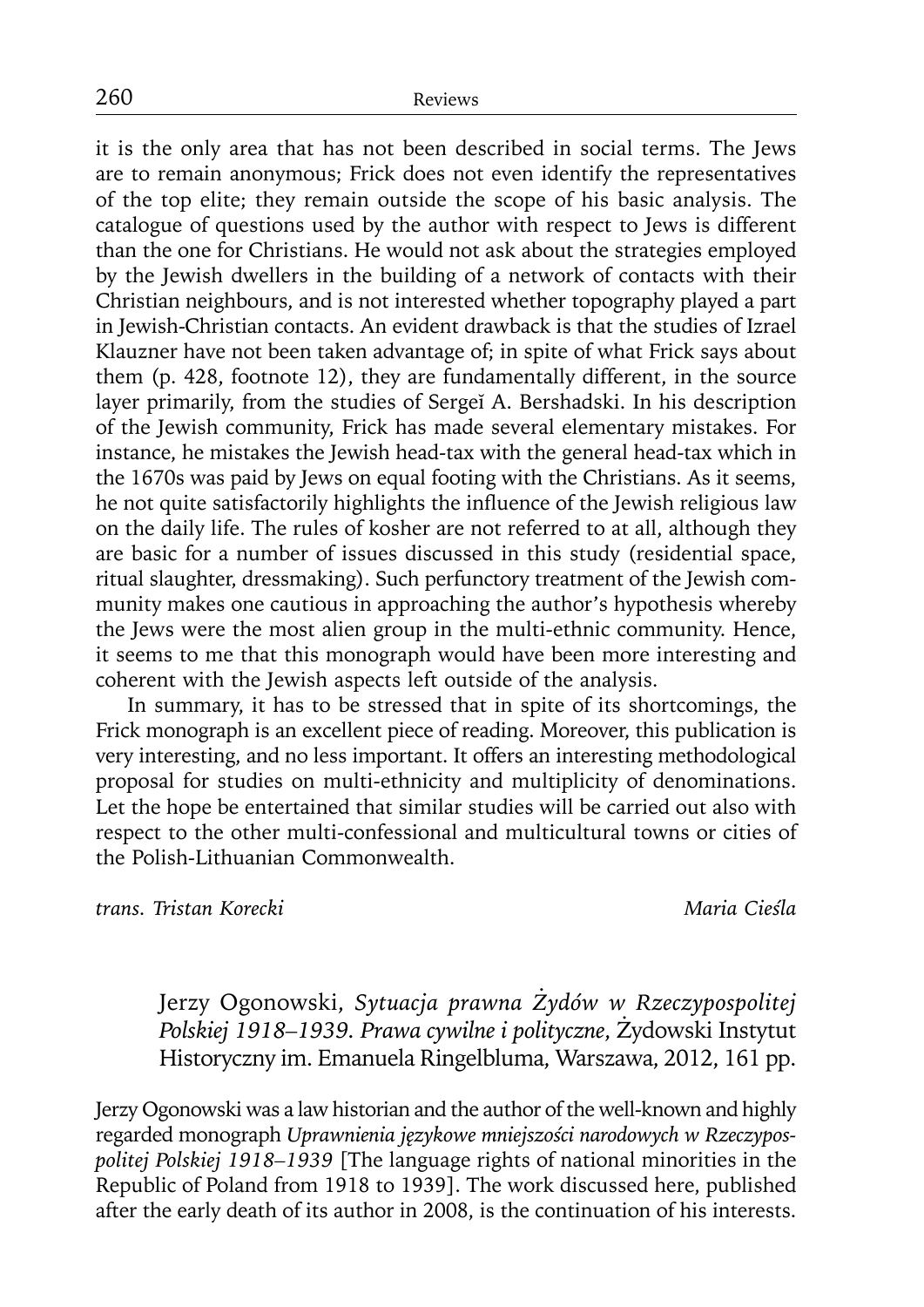it is the only area that has not been described in social terms. The Jews are to remain anonymous; Frick does not even identify the representatives of the top elite; they remain outside the scope of his basic analysis. The catalogue of questions used by the author with respect to Jews is different than the one for Christians. He would not ask about the strategies employed by the Jewish dwellers in the building of a network of contacts with their Christian neighbours, and is not interested whether topography played a part in Jewish-Christian contacts. An evident drawback is that the studies of Izrael Klauzner have not been taken advantage of; in spite of what Frick says about them (p. 428, footnote 12), they are fundamentally different, in the source layer primarily, from the studies of Sergeĭ A. Bershadski. In his description of the Jewish community, Frick has made several elementary mistakes. For instance, he mistakes the Jewish head-tax with the general head-tax which in the 1670s was paid by Jews on equal footing with the Christians. As it seems, he not quite satisfactorily highlights the influence of the Jewish religious law on the daily life. The rules of kosher are not referred to at all, although they are basic for a number of issues discussed in this study (residential space, ritual slaughter, dressmaking). Such perfunctory treatment of the Jewish community makes one cautious in approaching the author's hypothesis whereby the Jews were the most alien group in the multi-ethnic community. Hence, it seems to me that this monograph would have been more interesting and coherent with the Jewish aspects left outside of the analysis.

In summary, it has to be stressed that in spite of its shortcomings, the Frick monograph is an excellent piece of reading. Moreover, this publication is very interesting, and no less important. It offers an interesting methodological proposal for studies on multi-ethnicity and multiplicity of denominations. Let the hope be entertained that similar studies will be carried out also with respect to the other multi-confessional and multicultural towns or cities of the Polish-Lithuanian Commonwealth.

*trans. Tristan Korecki* *Maria Cieśla*

## Jerzy Ogonowski, *Sytuacja prawna Żydów w Rzeczypospolitej Polskiej 1918–1939. Prawa cywilne i polityczne*, Żydowski Instytut Historyczny im. Emanuela Ringelbluma, Warszawa, 2012, 161 pp.

Jerzy Ogonowski was a law historian and the author of the well-known and highly regarded monograph *Uprawnienia językowe mniejszości narodowych w Rzeczypospolitej Polskiej 1918–1939* [The language rights of national minorities in the Republic of Poland from 1918 to 1939]. The work discussed here, published after the early death of its author in 2008, is the continuation of his interests.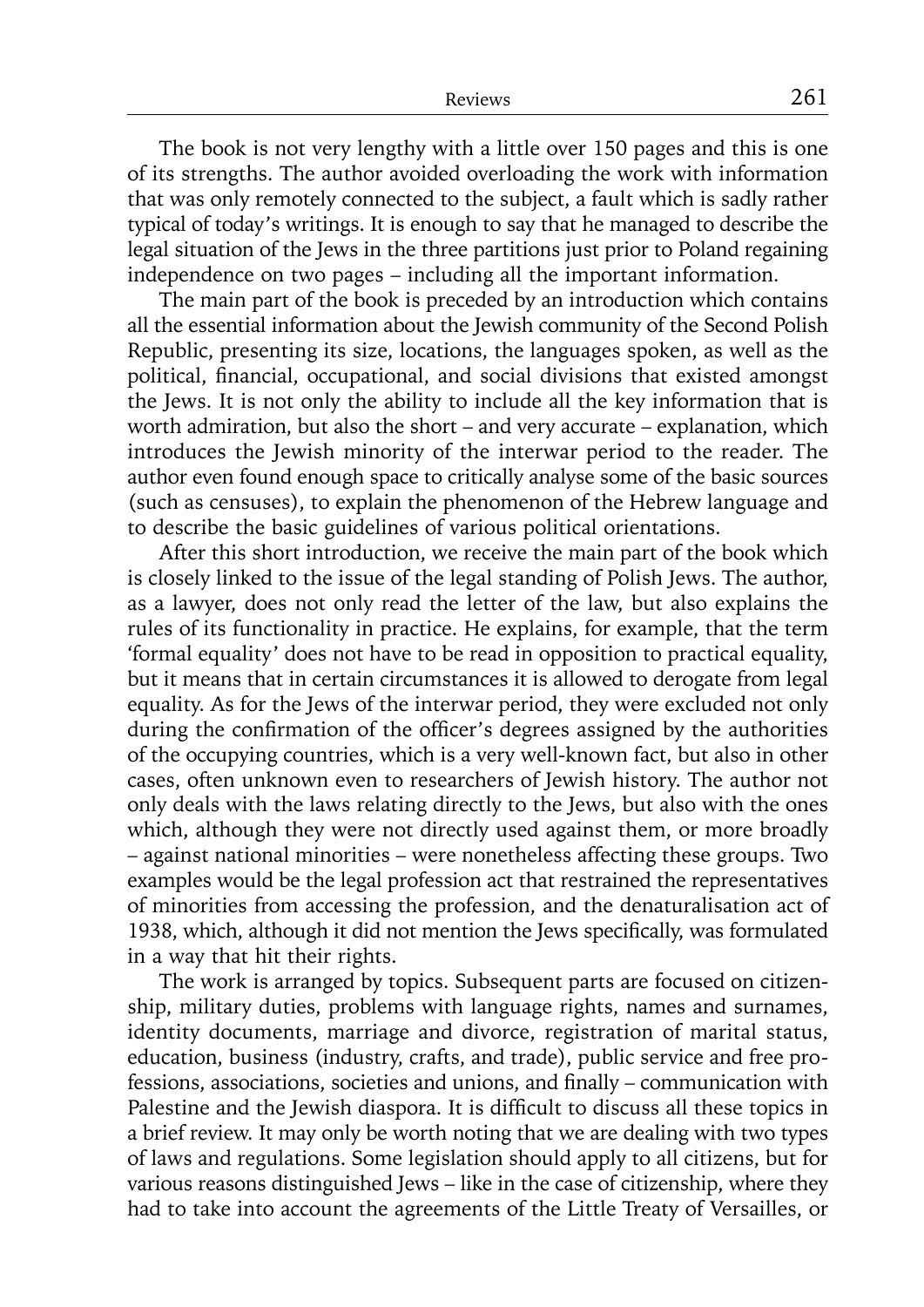The book is not very lengthy with a little over 150 pages and this is one of its strengths. The author avoided overloading the work with information that was only remotely connected to the subject, a fault which is sadly rather typical of today's writings. It is enough to say that he managed to describe the legal situation of the Jews in the three partitions just prior to Poland regaining independence on two pages – including all the important information.

The main part of the book is preceded by an introduction which contains all the essential information about the Jewish community of the Second Polish Republic, presenting its size, locations, the languages spoken, as well as the political, financial, occupational, and social divisions that existed amongst the Jews. It is not only the ability to include all the key information that is worth admiration, but also the short – and very accurate – explanation, which introduces the Jewish minority of the interwar period to the reader. The author even found enough space to critically analyse some of the basic sources (such as censuses), to explain the phenomenon of the Hebrew language and to describe the basic guidelines of various political orientations.

After this short introduction, we receive the main part of the book which is closely linked to the issue of the legal standing of Polish Jews. The author, as a lawyer, does not only read the letter of the law, but also explains the rules of its functionality in practice. He explains, for example, that the term 'formal equality' does not have to be read in opposition to practical equality, but it means that in certain circumstances it is allowed to derogate from legal equality. As for the Jews of the interwar period, they were excluded not only during the confirmation of the officer's degrees assigned by the authorities of the occupying countries, which is a very well-known fact, but also in other cases, often unknown even to researchers of Jewish history. The author not only deals with the laws relating directly to the Jews, but also with the ones which, although they were not directly used against them, or more broadly – against national minorities – were nonetheless affecting these groups. Two examples would be the legal profession act that restrained the representatives of minorities from accessing the profession, and the denaturalisation act of 1938, which, although it did not mention the Jews specifically, was formulated in a way that hit their rights.

The work is arranged by topics. Subsequent parts are focused on citizenship, military duties, problems with language rights, names and surnames, identity documents, marriage and divorce, registration of marital status, education, business (industry, crafts, and trade), public service and free professions, associations, societies and unions, and finally – communication with Palestine and the Jewish diaspora. It is difficult to discuss all these topics in a brief review. It may only be worth noting that we are dealing with two types of laws and regulations. Some legislation should apply to all citizens, but for various reasons distinguished Jews – like in the case of citizenship, where they had to take into account the agreements of the Little Treaty of Versailles, or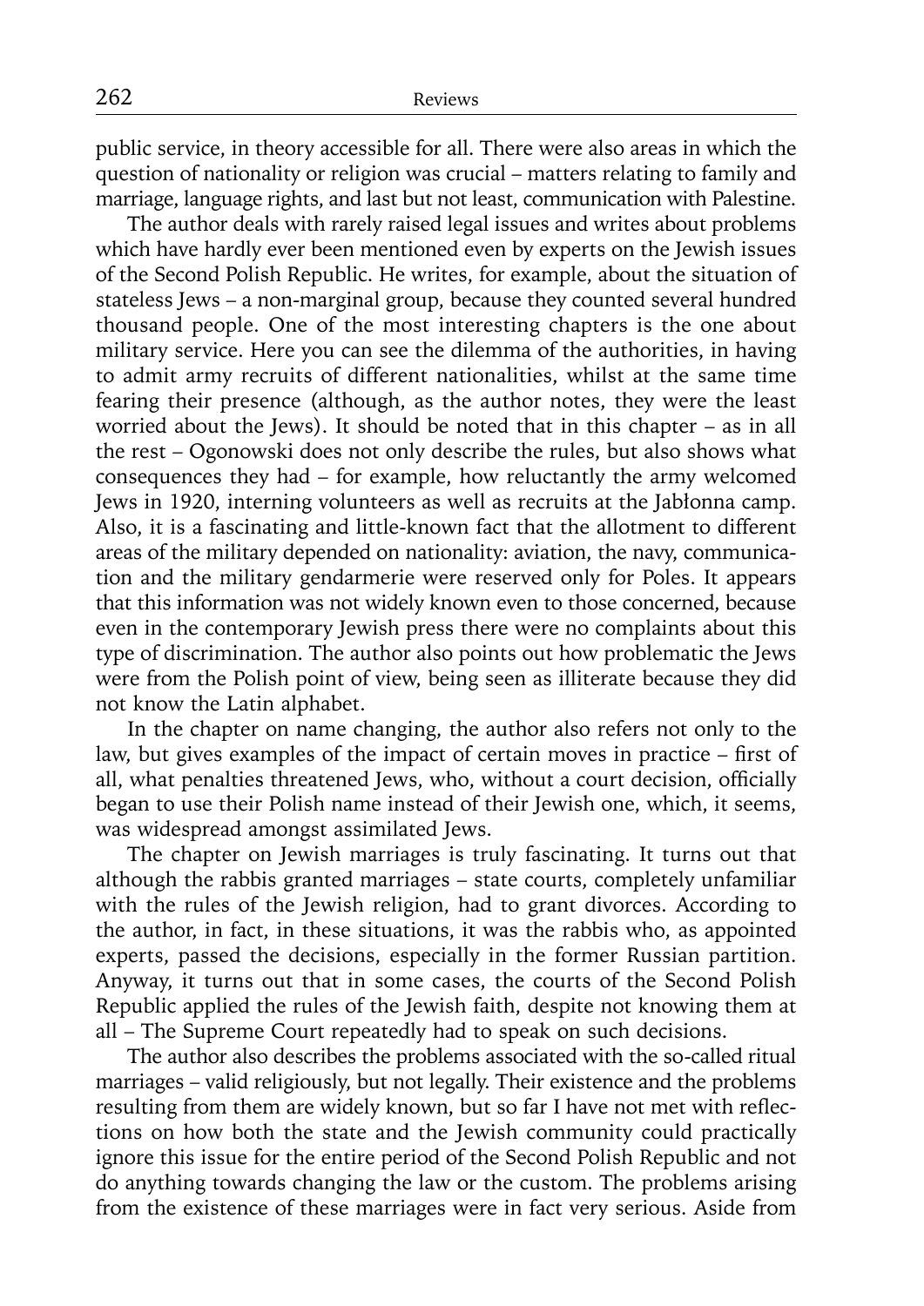public service, in theory accessible for all. There were also areas in which the question of nationality or religion was crucial – matters relating to family and marriage, language rights, and last but not least, communication with Palestine.

The author deals with rarely raised legal issues and writes about problems which have hardly ever been mentioned even by experts on the Jewish issues of the Second Polish Republic. He writes, for example, about the situation of stateless Jews – a non-marginal group, because they counted several hundred thousand people. One of the most interesting chapters is the one about military service. Here you can see the dilemma of the authorities, in having to admit army recruits of different nationalities, whilst at the same time fearing their presence (although, as the author notes, they were the least worried about the Jews). It should be noted that in this chapter – as in all the rest – Ogonowski does not only describe the rules, but also shows what consequences they had – for example, how reluctantly the army welcomed Jews in 1920, interning volunteers as well as recruits at the Jabłonna camp. Also, it is a fascinating and little-known fact that the allotment to different areas of the military depended on nationality: aviation, the navy, communication and the military gendarmerie were reserved only for Poles. It appears that this information was not widely known even to those concerned, because even in the contemporary Jewish press there were no complaints about this type of discrimination. The author also points out how problematic the Jews were from the Polish point of view, being seen as illiterate because they did not know the Latin alphabet.

In the chapter on name changing, the author also refers not only to the law, but gives examples of the impact of certain moves in practice – first of all, what penalties threatened Jews, who, without a court decision, officially began to use their Polish name instead of their Jewish one, which, it seems, was widespread amongst assimilated Jews.

The chapter on Jewish marriages is truly fascinating. It turns out that although the rabbis granted marriages – state courts, completely unfamiliar with the rules of the Jewish religion, had to grant divorces. According to the author, in fact, in these situations, it was the rabbis who, as appointed experts, passed the decisions, especially in the former Russian partition. Anyway, it turns out that in some cases, the courts of the Second Polish Republic applied the rules of the Jewish faith, despite not knowing them at all – The Supreme Court repeatedly had to speak on such decisions.

The author also describes the problems associated with the so-called ritual marriages – valid religiously, but not legally. Their existence and the problems resulting from them are widely known, but so far I have not met with reflections on how both the state and the Jewish community could practically ignore this issue for the entire period of the Second Polish Republic and not do anything towards changing the law or the custom. The problems arising from the existence of these marriages were in fact very serious. Aside from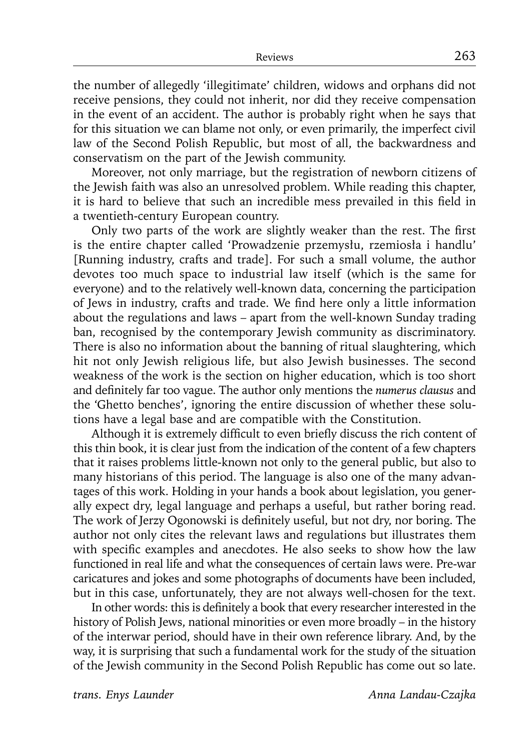the number of allegedly 'illegitimate' children, widows and orphans did not receive pensions, they could not inherit, nor did they receive compensation in the event of an accident. The author is probably right when he says that for this situation we can blame not only, or even primarily, the imperfect civil law of the Second Polish Republic, but most of all, the backwardness and conservatism on the part of the Jewish community.

Moreover, not only marriage, but the registration of newborn citizens of the Jewish faith was also an unresolved problem. While reading this chapter, it is hard to believe that such an incredible mess prevailed in this field in a twentieth-century European country.

Only two parts of the work are slightly weaker than the rest. The first is the entire chapter called 'Prowadzenie przemysłu, rzemiosła i handlu' [Running industry, crafts and trade]. For such a small volume, the author devotes too much space to industrial law itself (which is the same for everyone) and to the relatively well-known data, concerning the participation of Jews in industry, crafts and trade. We find here only a little information about the regulations and laws – apart from the well-known Sunday trading ban, recognised by the contemporary Jewish community as discriminatory. There is also no information about the banning of ritual slaughtering, which hit not only Jewish religious life, but also Jewish businesses. The second weakness of the work is the section on higher education, which is too short and definitely far too vague. The author only mentions the *numerus clausus* and the 'Ghetto benches', ignoring the entire discussion of whether these solutions have a legal base and are compatible with the Constitution.

Although it is extremely difficult to even briefly discuss the rich content of this thin book, it is clear just from the indication of the content of a few chapters that it raises problems little-known not only to the general public, but also to many historians of this period. The language is also one of the many advantages of this work. Holding in your hands a book about legislation, you generally expect dry, legal language and perhaps a useful, but rather boring read. The work of Jerzy Ogonowski is definitely useful, but not dry, nor boring. The author not only cites the relevant laws and regulations but illustrates them with specific examples and anecdotes. He also seeks to show how the law functioned in real life and what the consequences of certain laws were. Pre-war caricatures and jokes and some photographs of documents have been included, but in this case, unfortunately, they are not always well-chosen for the text.

In other words: this is definitely a book that every researcher interested in the history of Polish Jews, national minorities or even more broadly – in the history of the interwar period, should have in their own reference library. And, by the way, it is surprising that such a fundamental work for the study of the situation of the Jewish community in the Second Polish Republic has come out so late.

*trans. Enys Launder* *Anna Landau-Czajka*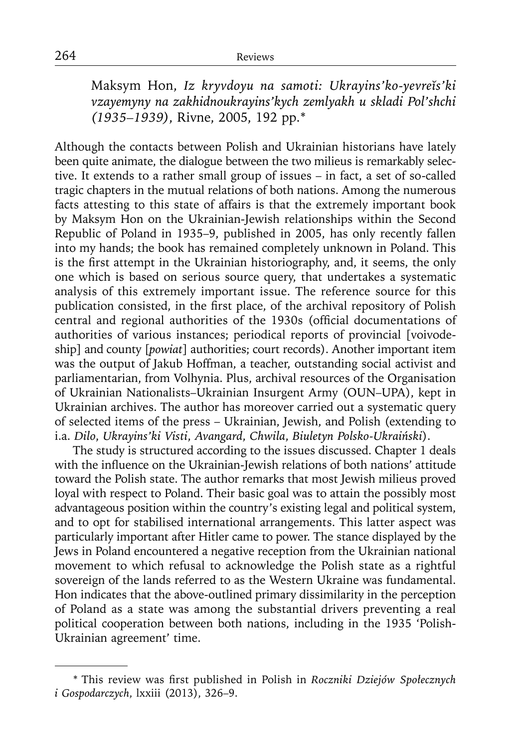Maksym Hon, *Iz kryvdoyu na samoti: Ukrayins'ko-yevreĭs'ki vzayemyny na zakhidnoukrayins'kych zemlyakh u skladi Pol'shchi (1935–1939)*, Rivne, 2005, 192 pp.*

Although the contacts between Polish and Ukrainian historians have lately been quite animate, the dialogue between the two milieus is remarkably selective. It extends to a rather small group of issues – in fact, a set of so-called tragic chapters in the mutual relations of both nations. Among the numerous facts attesting to this state of affairs is that the extremely important book by Maksym Hon on the Ukrainian-Jewish relationships within the Second Republic of Poland in 1935–9, published in 2005, has only recently fallen into my hands; the book has remained completely unknown in Poland. This is the first attempt in the Ukrainian historiography, and, it seems, the only one which is based on serious source query, that undertakes a systematic analysis of this extremely important issue. The reference source for this publication consisted, in the first place, of the archival repository of Polish central and regional authorities of the 1930s (official documentations of authorities of various instances; periodical reports of provincial [voivodeship] and county [*powiat*] authorities; court records). Another important item was the output of Jakub Hoffman, a teacher, outstanding social activist and parliamentarian, from Volhynia. Plus, archival resources of the Organisation of Ukrainian Nationalists–Ukrainian Insurgent Army (OUN–UPA), kept in Ukrainian archives. The author has moreover carried out a systematic query of selected items of the press – Ukrainian, Jewish, and Polish (extending to i.a. *Dilo*, *Ukrayins'ki Visti*, *Avangard*, *Chwila*, *Biuletyn Polsko-Ukraiński*).

The study is structured according to the issues discussed. Chapter 1 deals with the influence on the Ukrainian-Jewish relations of both nations' attitude toward the Polish state. The author remarks that most Jewish milieus proved loyal with respect to Poland. Their basic goal was to attain the possibly most advantageous position within the country's existing legal and political system, and to opt for stabilised international arrangements. This latter aspect was particularly important after Hitler came to power. The stance displayed by the Jews in Poland encountered a negative reception from the Ukrainian national movement to which refusal to acknowledge the Polish state as a rightful sovereign of the lands referred to as the Western Ukraine was fundamental. Hon indicates that the above-outlined primary dissimilarity in the perception of Poland as a state was among the substantial drivers preventing a real political cooperation between both nations, including in the 1935 'Polish-Ukrainian agreement' time.

* This review was first published in Polish in *Roczniki Dziejów Społecznych i Gospodarczych*, lxxiii (2013), 326–9.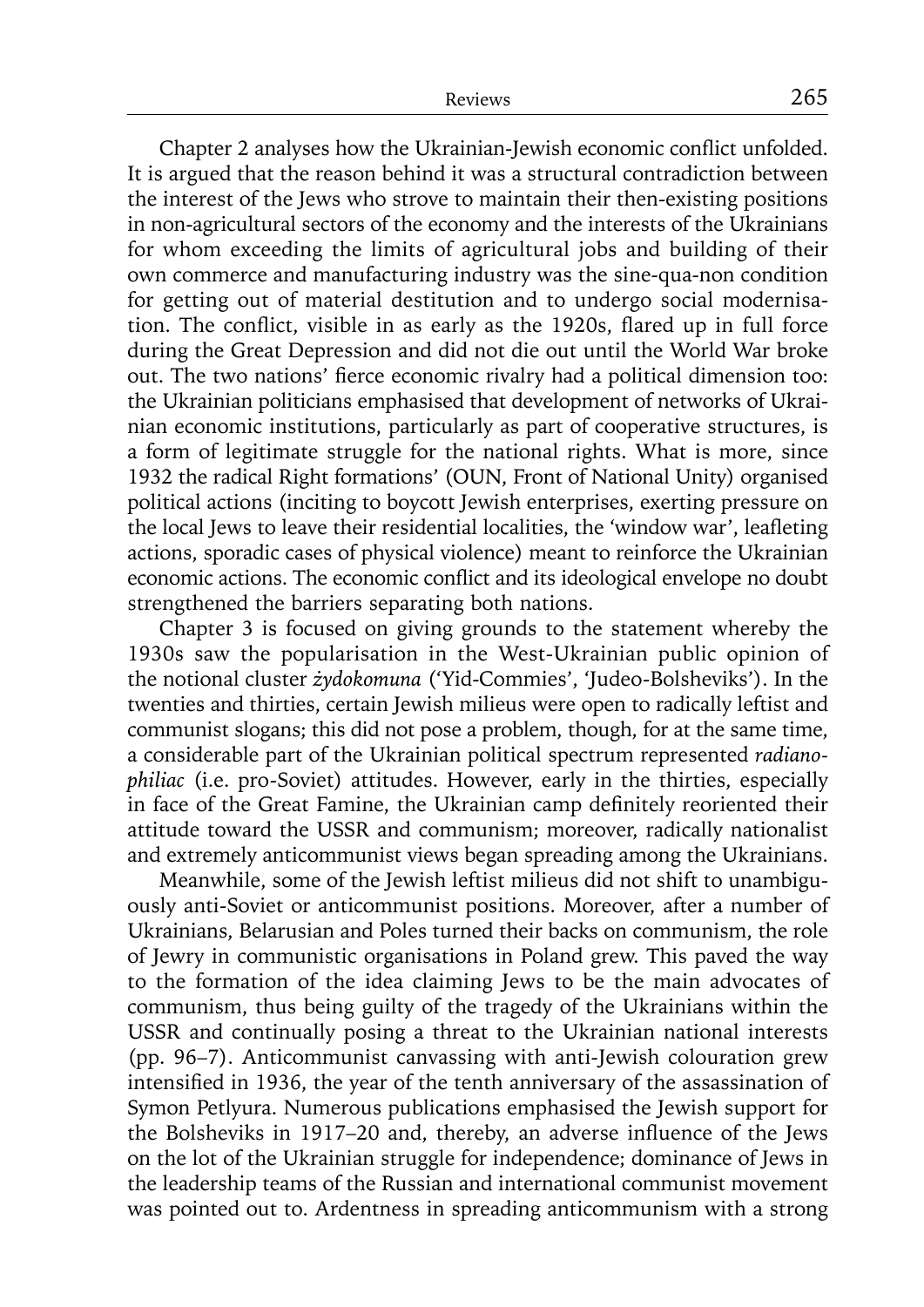Chapter 2 analyses how the Ukrainian-Jewish economic conflict unfolded. It is argued that the reason behind it was a structural contradiction between the interest of the Jews who strove to maintain their then-existing positions in non-agricultural sectors of the economy and the interests of the Ukrainians for whom exceeding the limits of agricultural jobs and building of their own commerce and manufacturing industry was the sine-qua-non condition for getting out of material destitution and to undergo social modernisation. The conflict, visible in as early as the 1920s, flared up in full force during the Great Depression and did not die out until the World War broke out. The two nations' fierce economic rivalry had a political dimension too: the Ukrainian politicians emphasised that development of networks of Ukrainian economic institutions, particularly as part of cooperative structures, is a form of legitimate struggle for the national rights. What is more, since 1932 the radical Right formations' (OUN, Front of National Unity) organised political actions (inciting to boycott Jewish enterprises, exerting pressure on the local Jews to leave their residential localities, the 'window war', leafleting actions, sporadic cases of physical violence) meant to reinforce the Ukrainian economic actions. The economic conflict and its ideological envelope no doubt strengthened the barriers separating both nations.

Chapter 3 is focused on giving grounds to the statement whereby the 1930s saw the popularisation in the West-Ukrainian public opinion of the notional cluster *żydokomuna* ('Yid-Commies', 'Judeo-Bolsheviks'). In the twenties and thirties, certain Jewish milieus were open to radically leftist and communist slogans; this did not pose a problem, though, for at the same time, a considerable part of the Ukrainian political spectrum represented *radianophiliac* (i.e. pro-Soviet) attitudes. However, early in the thirties, especially in face of the Great Famine, the Ukrainian camp definitely reoriented their attitude toward the USSR and communism; moreover, radically nationalist and extremely anticommunist views began spreading among the Ukrainians.

Meanwhile, some of the Jewish leftist milieus did not shift to unambiguously anti-Soviet or anticommunist positions. Moreover, after a number of Ukrainians, Belarusian and Poles turned their backs on communism, the role of Jewry in communistic organisations in Poland grew. This paved the way to the formation of the idea claiming Jews to be the main advocates of communism, thus being guilty of the tragedy of the Ukrainians within the USSR and continually posing a threat to the Ukrainian national interests (pp. 96–7). Anticommunist canvassing with anti-Jewish colouration grew intensified in 1936, the year of the tenth anniversary of the assassination of Symon Petlyura. Numerous publications emphasised the Jewish support for the Bolsheviks in 1917–20 and, thereby, an adverse influence of the Jews on the lot of the Ukrainian struggle for independence; dominance of Jews in the leadership teams of the Russian and international communist movement was pointed out to. Ardentness in spreading anticommunism with a strong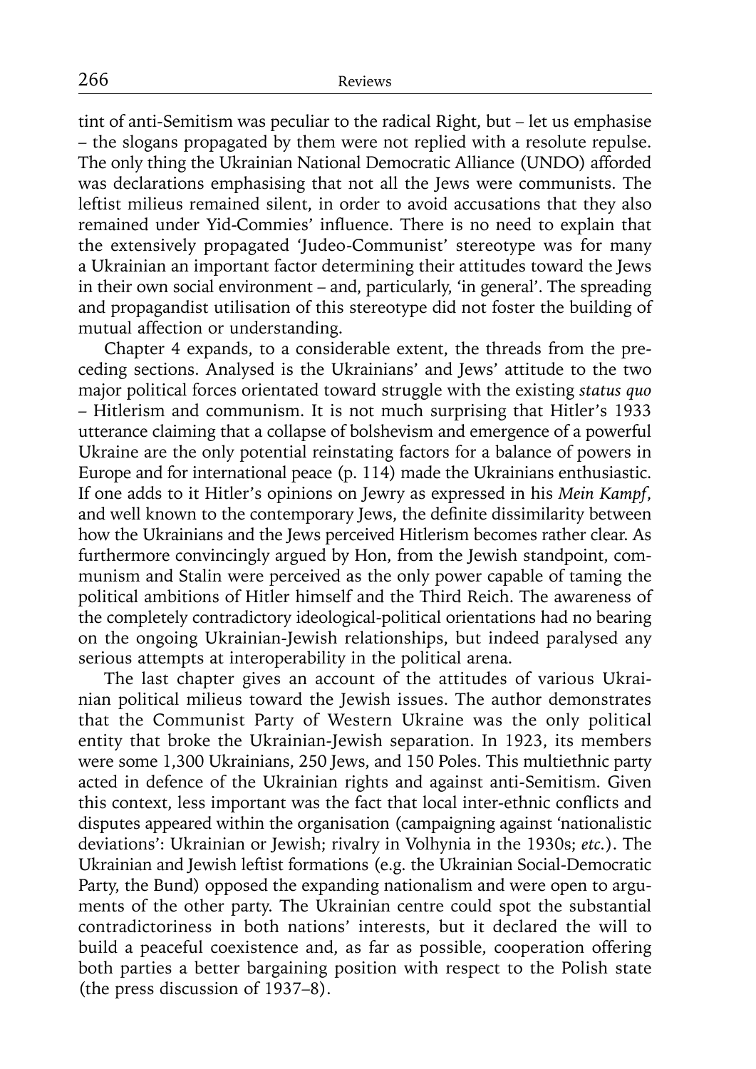tint of anti-Semitism was peculiar to the radical Right, but – let us emphasise – the slogans propagated by them were not replied with a resolute repulse. The only thing the Ukrainian National Democratic Alliance (UNDO) afforded was declarations emphasising that not all the Jews were communists. The leftist milieus remained silent, in order to avoid accusations that they also remained under Yid-Commies' influence. There is no need to explain that the extensively propagated 'Judeo-Communist' stereotype was for many a Ukrainian an important factor determining their attitudes toward the Jews in their own social environment – and, particularly, 'in general'. The spreading and propagandist utilisation of this stereotype did not foster the building of mutual affection or understanding.

Chapter 4 expands, to a considerable extent, the threads from the preceding sections. Analysed is the Ukrainians' and Jews' attitude to the two major political forces orientated toward struggle with the existing *status quo* – Hitlerism and communism. It is not much surprising that Hitler's 1933 utterance claiming that a collapse of bolshevism and emergence of a powerful Ukraine are the only potential reinstating factors for a balance of powers in Europe and for international peace (p. 114) made the Ukrainians enthusiastic. If one adds to it Hitler's opinions on Jewry as expressed in his *Mein Kampf*, and well known to the contemporary Jews, the definite dissimilarity between how the Ukrainians and the Jews perceived Hitlerism becomes rather clear. As furthermore convincingly argued by Hon, from the Jewish standpoint, communism and Stalin were perceived as the only power capable of taming the political ambitions of Hitler himself and the Third Reich. The awareness of the completely contradictory ideological-political orientations had no bearing on the ongoing Ukrainian-Jewish relationships, but indeed paralysed any serious attempts at interoperability in the political arena.

The last chapter gives an account of the attitudes of various Ukrainian political milieus toward the Jewish issues. The author demonstrates that the Communist Party of Western Ukraine was the only political entity that broke the Ukrainian-Jewish separation. In 1923, its members were some 1,300 Ukrainians, 250 Jews, and 150 Poles. This multiethnic party acted in defence of the Ukrainian rights and against anti-Semitism. Given this context, less important was the fact that local inter-ethnic conflicts and disputes appeared within the organisation (campaigning against 'nationalistic deviations': Ukrainian or Jewish; rivalry in Volhynia in the 1930s; *etc.*). The Ukrainian and Jewish leftist formations (e.g. the Ukrainian Social-Democratic Party, the Bund) opposed the expanding nationalism and were open to arguments of the other party. The Ukrainian centre could spot the substantial contradictoriness in both nations' interests, but it declared the will to build a peaceful coexistence and, as far as possible, cooperation offering both parties a better bargaining position with respect to the Polish state (the press discussion of 1937–8).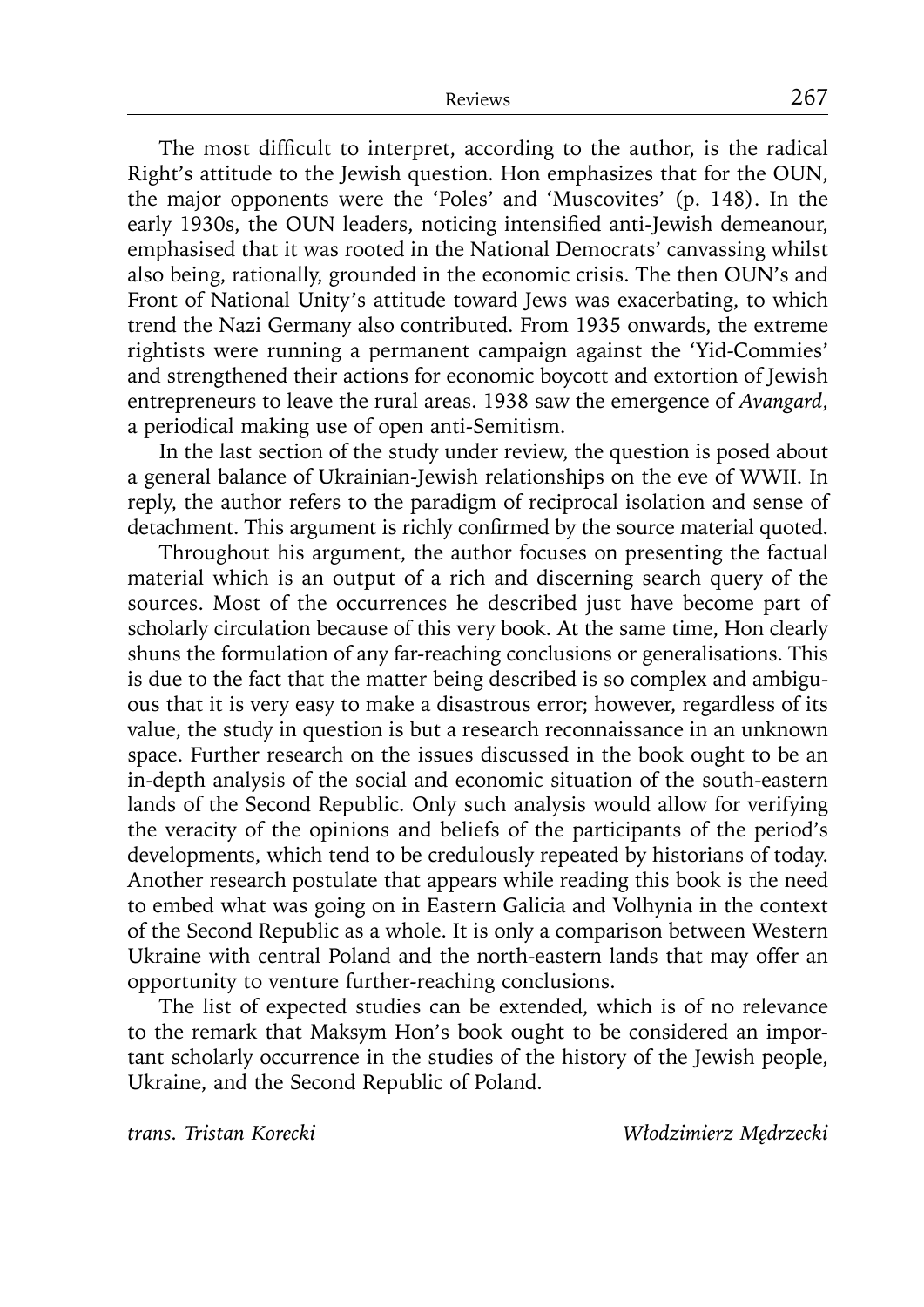The most difficult to interpret, according to the author, is the radical Right's attitude to the Jewish question. Hon emphasizes that for the OUN, the major opponents were the 'Poles' and 'Muscovites' (p. 148). In the early 1930s, the OUN leaders, noticing intensified anti-Jewish demeanour, emphasised that it was rooted in the National Democrats' canvassing whilst also being, rationally, grounded in the economic crisis. The then OUN's and Front of National Unity's attitude toward Jews was exacerbating, to which trend the Nazi Germany also contributed. From 1935 onwards, the extreme rightists were running a permanent campaign against the 'Yid-Commies' and strengthened their actions for economic boycott and extortion of Jewish entrepreneurs to leave the rural areas. 1938 saw the emergence of *Avangard*, a periodical making use of open anti-Semitism.

In the last section of the study under review, the question is posed about a general balance of Ukrainian-Jewish relationships on the eve of WWII. In reply, the author refers to the paradigm of reciprocal isolation and sense of detachment. This argument is richly confirmed by the source material quoted.

Throughout his argument, the author focuses on presenting the factual material which is an output of a rich and discerning search query of the sources. Most of the occurrences he described just have become part of scholarly circulation because of this very book. At the same time, Hon clearly shuns the formulation of any far-reaching conclusions or generalisations. This is due to the fact that the matter being described is so complex and ambiguous that it is very easy to make a disastrous error; however, regardless of its value, the study in question is but a research reconnaissance in an unknown space. Further research on the issues discussed in the book ought to be an in-depth analysis of the social and economic situation of the south-eastern lands of the Second Republic. Only such analysis would allow for verifying the veracity of the opinions and beliefs of the participants of the period's developments, which tend to be credulously repeated by historians of today. Another research postulate that appears while reading this book is the need to embed what was going on in Eastern Galicia and Volhynia in the context of the Second Republic as a whole. It is only a comparison between Western Ukraine with central Poland and the north-eastern lands that may offer an opportunity to venture further-reaching conclusions.

The list of expected studies can be extended, which is of no relevance to the remark that Maksym Hon's book ought to be considered an important scholarly occurrence in the studies of the history of the Jewish people, Ukraine, and the Second Republic of Poland.

*trans. Tristan Korecki* *Włodzimierz Mędrzecki*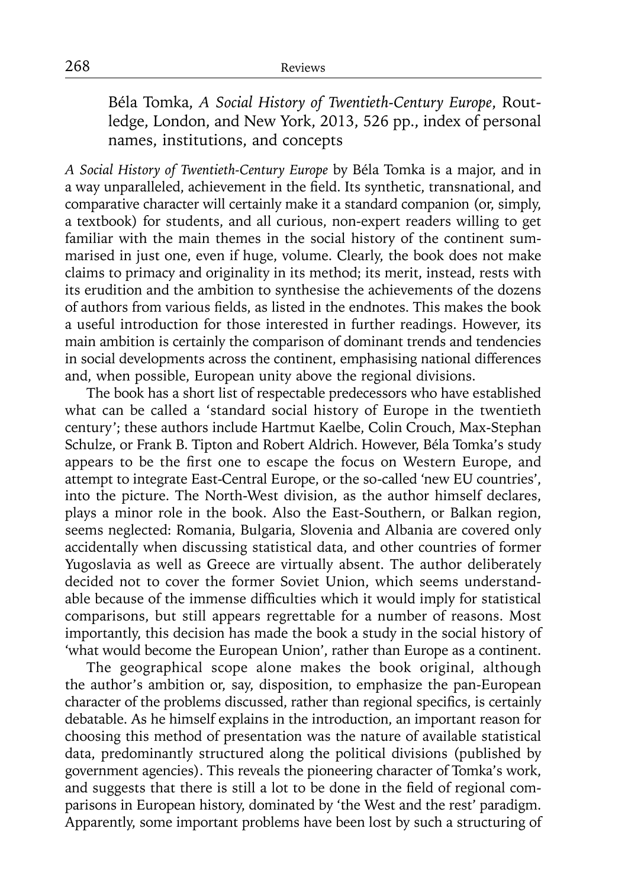Béla Tomka, *A Social History of Twentieth-Century Europe*, Routledge, London, and New York, 2013, 526 pp., index of personal names, institutions, and concepts

*A Social History of Twentieth-Century Europe* by Béla Tomka is a major, and in a way unparalleled, achievement in the field. Its synthetic, transnational, and comparative character will certainly make it a standard companion (or, simply, a textbook) for students, and all curious, non-expert readers willing to get familiar with the main themes in the social history of the continent summarised in just one, even if huge, volume. Clearly, the book does not make claims to primacy and originality in its method; its merit, instead, rests with its erudition and the ambition to synthesise the achievements of the dozens of authors from various fields, as listed in the endnotes. This makes the book a useful introduction for those interested in further readings. However, its main ambition is certainly the comparison of dominant trends and tendencies in social developments across the continent, emphasising national differences and, when possible, European unity above the regional divisions.

The book has a short list of respectable predecessors who have established what can be called a 'standard social history of Europe in the twentieth century'; these authors include Hartmut Kaelbe, Colin Crouch, Max-Stephan Schulze, or Frank B. Tipton and Robert Aldrich. However, Béla Tomka's study appears to be the first one to escape the focus on Western Europe, and attempt to integrate East-Central Europe, or the so-called 'new EU countries', into the picture. The North-West division, as the author himself declares, plays a minor role in the book. Also the East-Southern, or Balkan region, seems neglected: Romania, Bulgaria, Slovenia and Albania are covered only accidentally when discussing statistical data, and other countries of former Yugoslavia as well as Greece are virtually absent. The author deliberately decided not to cover the former Soviet Union, which seems understandable because of the immense difficulties which it would imply for statistical comparisons, but still appears regrettable for a number of reasons. Most importantly, this decision has made the book a study in the social history of 'what would become the European Union', rather than Europe as a continent.

The geographical scope alone makes the book original, although the author's ambition or, say, disposition, to emphasize the pan-European character of the problems discussed, rather than regional specifics, is certainly debatable. As he himself explains in the introduction, an important reason for choosing this method of presentation was the nature of available statistical data, predominantly structured along the political divisions (published by government agencies). This reveals the pioneering character of Tomka's work, and suggests that there is still a lot to be done in the field of regional comparisons in European history, dominated by 'the West and the rest' paradigm. Apparently, some important problems have been lost by such a structuring of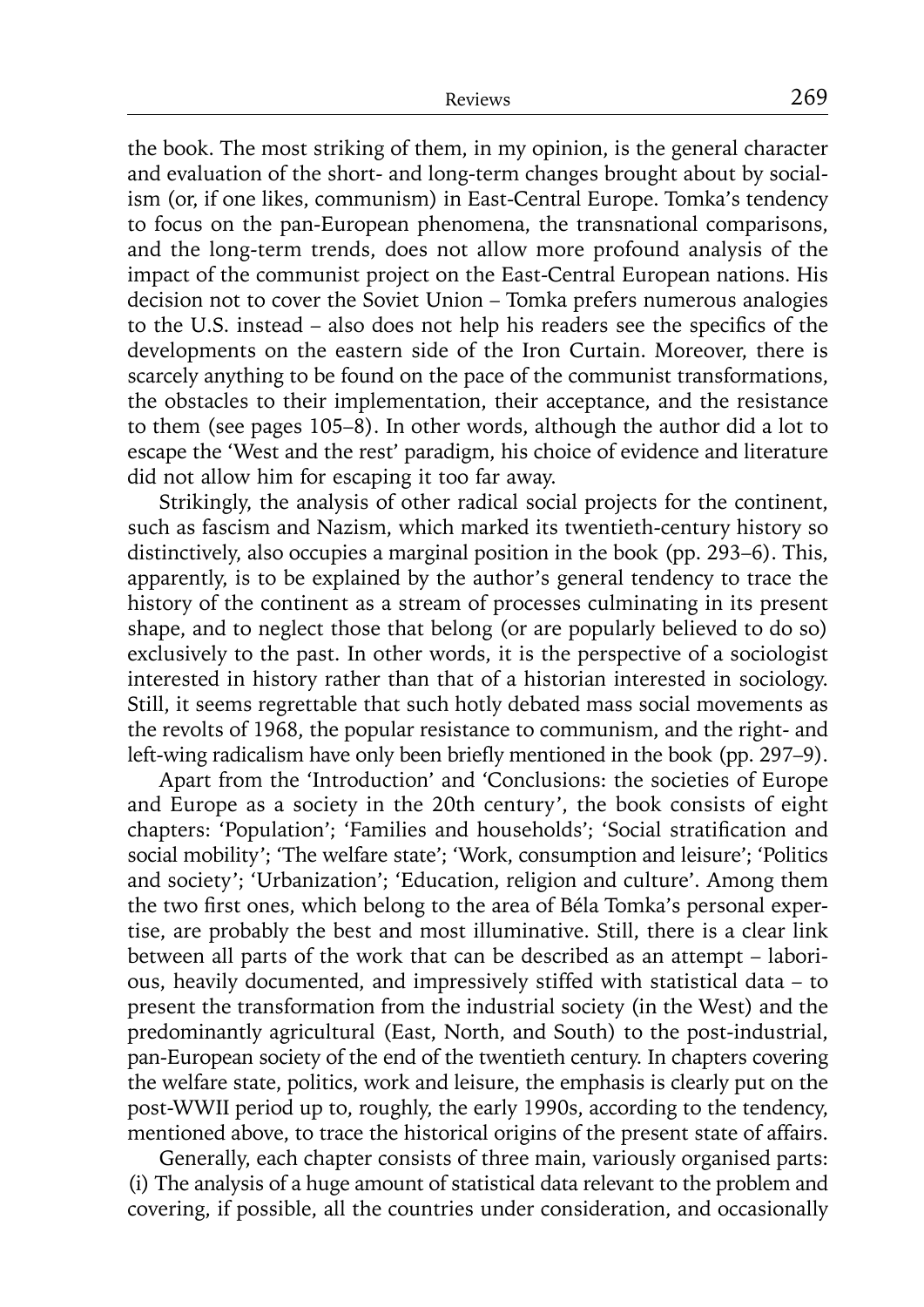the book. The most striking of them, in my opinion, is the general character and evaluation of the short- and long-term changes brought about by socialism (or, if one likes, communism) in East-Central Europe. Tomka's tendency to focus on the pan-European phenomena, the transnational comparisons, and the long-term trends, does not allow more profound analysis of the impact of the communist project on the East-Central European nations. His decision not to cover the Soviet Union – Tomka prefers numerous analogies to the U.S. instead – also does not help his readers see the specifics of the developments on the eastern side of the Iron Curtain. Moreover, there is scarcely anything to be found on the pace of the communist transformations, the obstacles to their implementation, their acceptance, and the resistance to them (see pages 105–8). In other words, although the author did a lot to escape the 'West and the rest' paradigm, his choice of evidence and literature did not allow him for escaping it too far away.

Strikingly, the analysis of other radical social projects for the continent, such as fascism and Nazism, which marked its twentieth-century history so distinctively, also occupies a marginal position in the book (pp. 293–6). This, apparently, is to be explained by the author's general tendency to trace the history of the continent as a stream of processes culminating in its present shape, and to neglect those that belong (or are popularly believed to do so) exclusively to the past. In other words, it is the perspective of a sociologist interested in history rather than that of a historian interested in sociology. Still, it seems regrettable that such hotly debated mass social movements as the revolts of 1968, the popular resistance to communism, and the right- and left-wing radicalism have only been briefly mentioned in the book (pp. 297–9).

Apart from the 'Introduction' and 'Conclusions: the societies of Europe and Europe as a society in the 20th century', the book consists of eight chapters: 'Population'; 'Families and households'; 'Social stratification and social mobility'; 'The welfare state'; 'Work, consumption and leisure'; 'Politics and society'; 'Urbanization'; 'Education, religion and culture'. Among them the two first ones, which belong to the area of Béla Tomka's personal expertise, are probably the best and most illuminative. Still, there is a clear link between all parts of the work that can be described as an attempt – laborious, heavily documented, and impressively stiffed with statistical data – to present the transformation from the industrial society (in the West) and the predominantly agricultural (East, North, and South) to the post-industrial, pan-European society of the end of the twentieth century. In chapters covering the welfare state, politics, work and leisure, the emphasis is clearly put on the post-WWII period up to, roughly, the early 1990s, according to the tendency, mentioned above, to trace the historical origins of the present state of affairs.

Generally, each chapter consists of three main, variously organised parts: (i) The analysis of a huge amount of statistical data relevant to the problem and covering, if possible, all the countries under consideration, and occasionally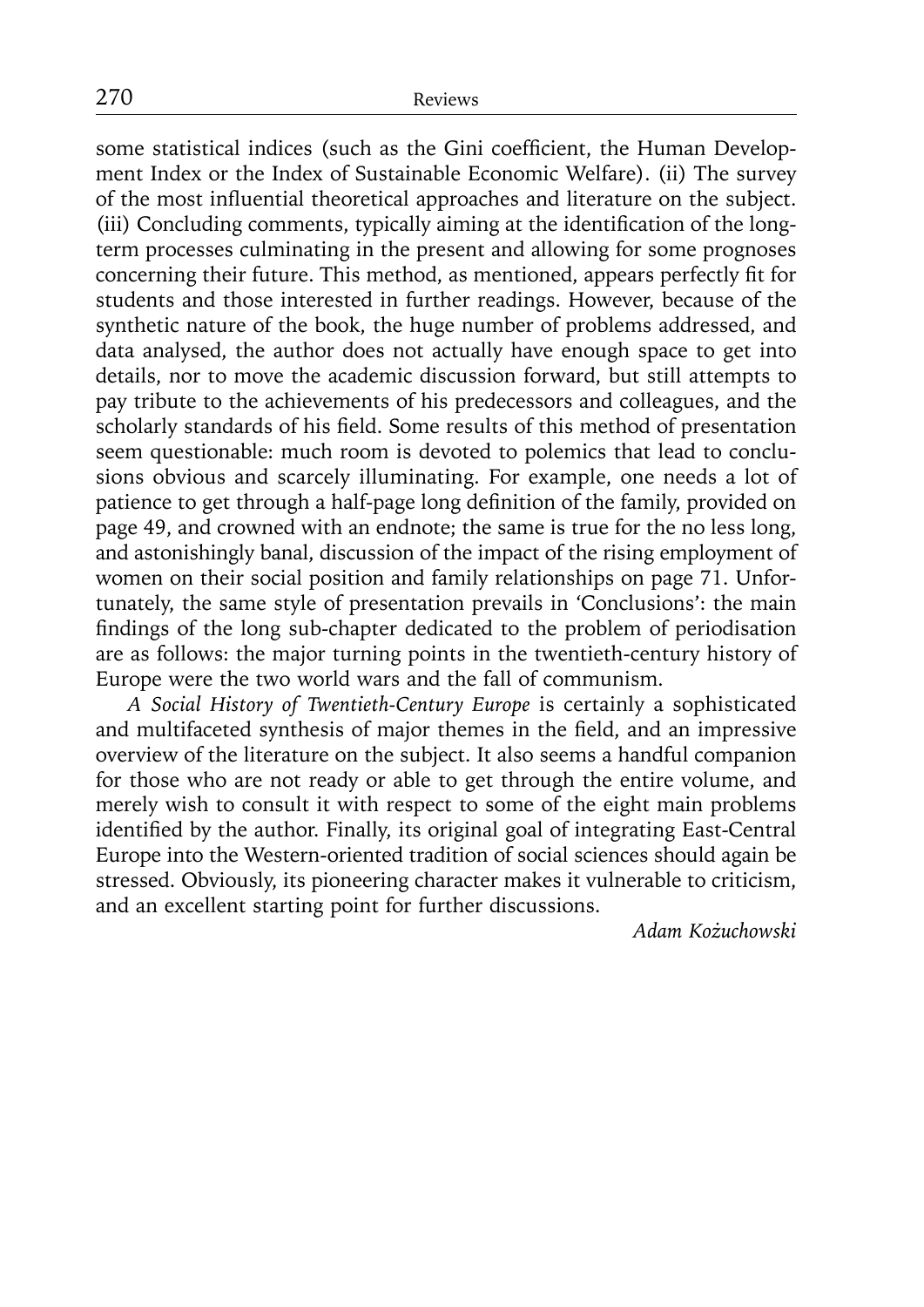some statistical indices (such as the Gini coefficient, the Human Development Index or the Index of Sustainable Economic Welfare). (ii) The survey of the most influential theoretical approaches and literature on the subject. (iii) Concluding comments, typically aiming at the identification of the long-term processes culminating in the present and allowing for some prognoses concerning their future. This method, as mentioned, appears perfectly fit for students and those interested in further readings. However, because of the synthetic nature of the book, the huge number of problems addressed, and data analysed, the author does not actually have enough space to get into details, nor to move the academic discussion forward, but still attempts to pay tribute to the achievements of his predecessors and colleagues, and the scholarly standards of his field. Some results of this method of presentation seem questionable: much room is devoted to polemics that lead to conclusions obvious and scarcely illuminating. For example, one needs a lot of patience to get through a half-page long definition of the family, provided on page 49, and crowned with an endnote; the same is true for the no less long, and astonishingly banal, discussion of the impact of the rising employment of women on their social position and family relationships on page 71. Unfortunately, the same style of presentation prevails in 'Conclusions': the main findings of the long sub-chapter dedicated to the problem of periodisation are as follows: the major turning points in the twentieth-century history of Europe were the two world wars and the fall of communism.

*A Social History of Twentieth-Century Europe* is certainly a sophisticated and multifaceted synthesis of major themes in the field, and an impressive overview of the literature on the subject. It also seems a handful companion for those who are not ready or able to get through the entire volume, and merely wish to consult it with respect to some of the eight main problems identified by the author. Finally, its original goal of integrating East-Central Europe into the Western-oriented tradition of social sciences should again be stressed. Obviously, its pioneering character makes it vulnerable to criticism, and an excellent starting point for further discussions.

*Adam Kożuchowski*